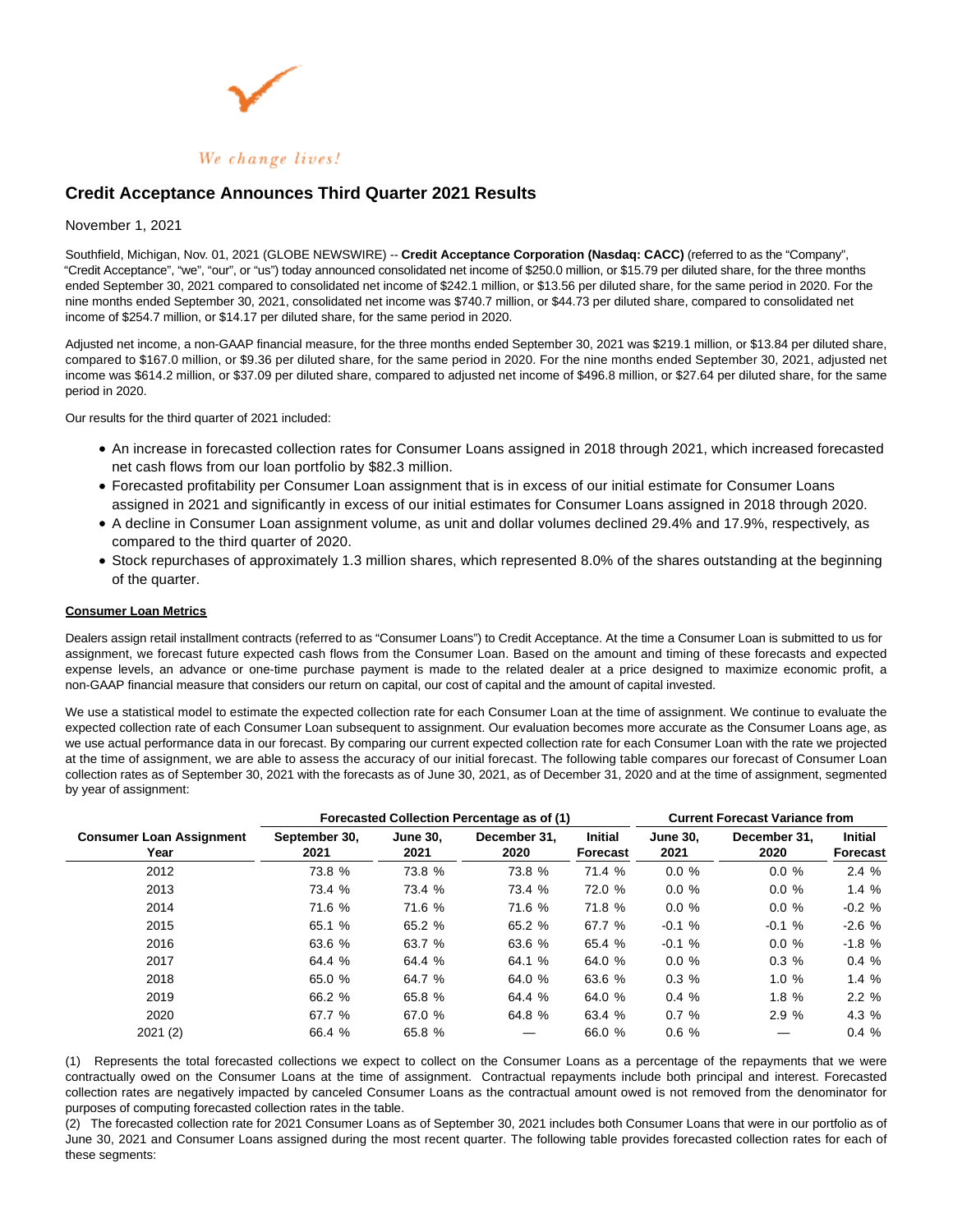We change lives!

# Credit Acceptance Announces Third Quarter 2021 Results

November 1, 2021

Southfield, Michigan, Nov. 01, 2021 (GLOBE NEWSWIRE) -- **Credit Acceptance Corporation (Nasdaq: CACC)** (referred to as the "Company", "Credit Acceptance", "we", "our", or "us") today announced consolidated net income of $250.0 million, or $15.79 per diluted share, for the three months ended September 30, 2021 compared to consolidated net income of $242.1 million, or $13.56 per diluted share, for the same period in 2020. For the nine months ended September 30, 2021, consolidated net income was $740.7 million, or $44.73 per diluted share, compared to consolidated net income of $254.7 million, or $14.17 per diluted share, for the same period in 2020.

Adjusted net income, a non-GAAP financial measure, for the three months ended September 30, 2021 was $219.1 million, or $13.84 per diluted share, compared to $167.0 million, or $9.36 per diluted share, for the same period in 2020. For the nine months ended September 30, 2021, adjusted net income was $614.2 million, or $37.09 per diluted share, compared to adjusted net income of $496.8 million, or $27.64 per diluted share, for the same period in 2020.

Our results for the third quarter of 2021 included:

- An increase in forecasted collection rates for Consumer Loans assigned in 2018 through 2021, which increased forecasted net cash flows from our loan portfolio by $82.3 million.
- Forecasted profitability per Consumer Loan assignment that is in excess of our initial estimate for Consumer Loans assigned in 2021 and significantly in excess of our initial estimates for Consumer Loans assigned in 2018 through 2020.
- A decline in Consumer Loan assignment volume, as unit and dollar volumes declined 29.4% and 17.9%, respectively, as compared to the third quarter of 2020.
- Stock repurchases of approximately 1.3 million shares, which represented 8.0% of the shares outstanding at the beginning of the quarter.

**Consumer Loan Metrics**

Dealers assign retail installment contracts (referred to as "Consumer Loans") to Credit Acceptance. At the time a Consumer Loan is submitted to us for assignment, we forecast future expected cash flows from the Consumer Loan. Based on the amount and timing of these forecasts and expected expense levels, an advance or one-time purchase payment is made to the related dealer at a price designed to maximize economic profit, a non-GAAP financial measure that considers our return on capital, our cost of capital and the amount of capital invested.

We use a statistical model to estimate the expected collection rate for each Consumer Loan at the time of assignment. We continue to evaluate the expected collection rate of each Consumer Loan subsequent to assignment. Our evaluation becomes more accurate as the Consumer Loans age, as we use actual performance data in our forecast. By comparing our current expected collection rate for each Consumer Loan with the rate we projected at the time of assignment, we are able to assess the accuracy of our initial forecast. The following table compares our forecast of Consumer Loan collection rates as of September 30, 2021 with the forecasts as of June 30, 2021, as of December 31, 2020 and at the time of assignment, segmented by year of assignment:

| | Forecasted Collection Percentage as of (1) | | | | Current Forecast Variance from | | |
|---|---|---|---|---|---|---|---|
| Consumer Loan Assignment Year | September 30, 2021 | June 30, 2021 | December 31, 2020 | Initial Forecast | June 30, 2021 | December 31, 2020 | Initial Forecast |
| 2012 | 73.8 % | 73.8 % | 73.8 % | 71.4 % | 0.0 % | 0.0 % | 2.4 % |
| 2013 | 73.4 % | 73.4 % | 73.4 % | 72.0 % | 0.0 % | 0.0 % | 1.4 % |
| 2014 | 71.6 % | 71.6 % | 71.6 % | 71.8 % | 0.0 % | 0.0 % | -0.2 % |
| 2015 | 65.1 % | 65.2 % | 65.2 % | 67.7 % | -0.1 % | -0.1 % | -2.6 % |
| 2016 | 63.6 % | 63.7 % | 63.6 % | 65.4 % | -0.1 % | 0.0 % | -1.8 % |
| 2017 | 64.4 % | 64.4 % | 64.1 % | 64.0 % | 0.0 % | 0.3 % | 0.4 % |
| 2018 | 65.0 % | 64.7 % | 64.0 % | 63.6 % | 0.3 % | 1.0 % | 1.4 % |
| 2019 | 66.2 % | 65.8 % | 64.4 % | 64.0 % | 0.4 % | 1.8 % | 2.2 % |
| 2020 | 67.7 % | 67.0 % | 64.8 % | 63.4 % | 0.7 % | 2.9 % | 4.3 % |
| 2021 (2) | 66.4 % | 65.8 % | — | 66.0 % | 0.6 % | — | 0.4 % |

(1) Represents the total forecasted collections we expect to collect on the Consumer Loans as a percentage of the repayments that we were contractually owed on the Consumer Loans at the time of assignment. Contractual repayments include both principal and interest. Forecasted collection rates are negatively impacted by canceled Consumer Loans as the contractual amount owed is not removed from the denominator for purposes of computing forecasted collection rates in the table.

(2) The forecasted collection rate for 2021 Consumer Loans as of September 30, 2021 includes both Consumer Loans that were in our portfolio as of June 30, 2021 and Consumer Loans assigned during the most recent quarter. The following table provides forecasted collection rates for each of these segments: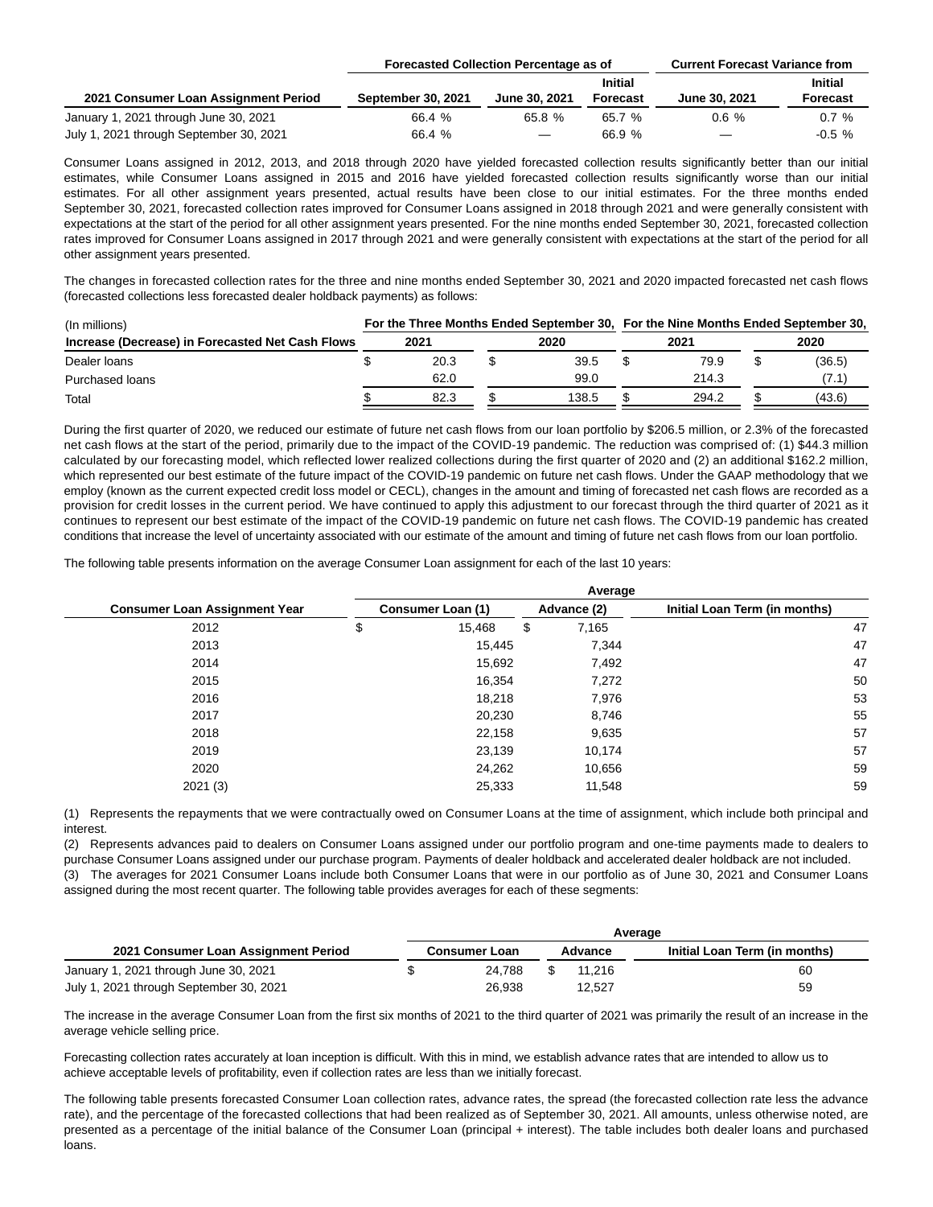| 2021 Consumer Loan Assignment Period | Forecasted Collection Percentage as of | | | Current Forecast Variance from | |
|---|---|---|---|---|---|
| | September 30, 2021 | June 30, 2021 | Initial Forecast | June 30, 2021 | Initial Forecast |
| January 1, 2021 through June 30, 2021 | 66.4 % | 65.8 % | 65.7 % | 0.6 % | 0.7 % |
| July 1, 2021 through September 30, 2021 | 66.4 % | — | 66.9 % | — | -0.5 % |

Consumer Loans assigned in 2012, 2013, and 2018 through 2020 have yielded forecasted collection results significantly better than our initial estimates, while Consumer Loans assigned in 2015 and 2016 have yielded forecasted collection results significantly worse than our initial estimates. For all other assignment years presented, actual results have been close to our initial estimates. For the three months ended September 30, 2021, forecasted collection rates improved for Consumer Loans assigned in 2018 through 2021 and were generally consistent with expectations at the start of the period for all other assignment years presented. For the nine months ended September 30, 2021, forecasted collection rates improved for Consumer Loans assigned in 2017 through 2021 and were generally consistent with expectations at the start of the period for all other assignment years presented.

The changes in forecasted collection rates for the three and nine months ended September 30, 2021 and 2020 impacted forecasted net cash flows (forecasted collections less forecasted dealer holdback payments) as follows:

| (In millions) | For the Three Months Ended September 30, | | For the Nine Months Ended September 30, | |
|---|---|---|---|---|
| Increase (Decrease) in Forecasted Net Cash Flows | 2021 | 2020 | 2021 | 2020 |
| Dealer loans | $ 20.3 | $ 39.5 | $ 79.9 | $ (36.5) |
| Purchased loans | 62.0 | 99.0 | 214.3 | (7.1) |
| Total | $ 82.3 | $ 138.5 | $ 294.2 | $ (43.6) |

During the first quarter of 2020, we reduced our estimate of future net cash flows from our loan portfolio by $206.5 million, or 2.3% of the forecasted net cash flows at the start of the period, primarily due to the impact of the COVID-19 pandemic. The reduction was comprised of: (1) $44.3 million calculated by our forecasting model, which reflected lower realized collections during the first quarter of 2020 and (2) an additional $162.2 million, which represented our best estimate of the future impact of the COVID-19 pandemic on future net cash flows. Under the GAAP methodology that we employ (known as the current expected credit loss model or CECL), changes in the amount and timing of forecasted net cash flows are recorded as a provision for credit losses in the current period. We have continued to apply this adjustment to our forecast through the third quarter of 2021 as it continues to represent our best estimate of the impact of the COVID-19 pandemic on future net cash flows. The COVID-19 pandemic has created conditions that increase the level of uncertainty associated with our estimate of the amount and timing of future net cash flows from our loan portfolio.

The following table presents information on the average Consumer Loan assignment for each of the last 10 years:

| Consumer Loan Assignment Year | Average | | |
|---|---|---|---|
| | Consumer Loan (1) | Advance (2) | Initial Loan Term (in months) |
| 2012 | $ 15,468 | $ 7,165 | 47 |
| 2013 | 15,445 | 7,344 | 47 |
| 2014 | 15,692 | 7,492 | 47 |
| 2015 | 16,354 | 7,272 | 50 |
| 2016 | 18,218 | 7,976 | 53 |
| 2017 | 20,230 | 8,746 | 55 |
| 2018 | 22,158 | 9,635 | 57 |
| 2019 | 23,139 | 10,174 | 57 |
| 2020 | 24,262 | 10,656 | 59 |
| 2021 (3) | 25,333 | 11,548 | 59 |

(1) Represents the repayments that we were contractually owed on Consumer Loans at the time of assignment, which include both principal and interest.
(2) Represents advances paid to dealers on Consumer Loans assigned under our portfolio program and one-time payments made to dealers to purchase Consumer Loans assigned under our purchase program. Payments of dealer holdback and accelerated dealer holdback are not included.
(3) The averages for 2021 Consumer Loans include both Consumer Loans that were in our portfolio as of June 30, 2021 and Consumer Loans assigned during the most recent quarter. The following table provides averages for each of these segments:

| 2021 Consumer Loan Assignment Period | Average | | |
|---|---|---|---|
| | Consumer Loan | Advance | Initial Loan Term (in months) |
| January 1, 2021 through June 30, 2021 | $ 24,788 | $ 11,216 | 60 |
| July 1, 2021 through September 30, 2021 | 26,938 | 12,527 | 59 |

The increase in the average Consumer Loan from the first six months of 2021 to the third quarter of 2021 was primarily the result of an increase in the average vehicle selling price.

Forecasting collection rates accurately at loan inception is difficult. With this in mind, we establish advance rates that are intended to allow us to achieve acceptable levels of profitability, even if collection rates are less than we initially forecast.

The following table presents forecasted Consumer Loan collection rates, advance rates, the spread (the forecasted collection rate less the advance rate), and the percentage of the forecasted collections that had been realized as of September 30, 2021. All amounts, unless otherwise noted, are presented as a percentage of the initial balance of the Consumer Loan (principal + interest). The table includes both dealer loans and purchased loans.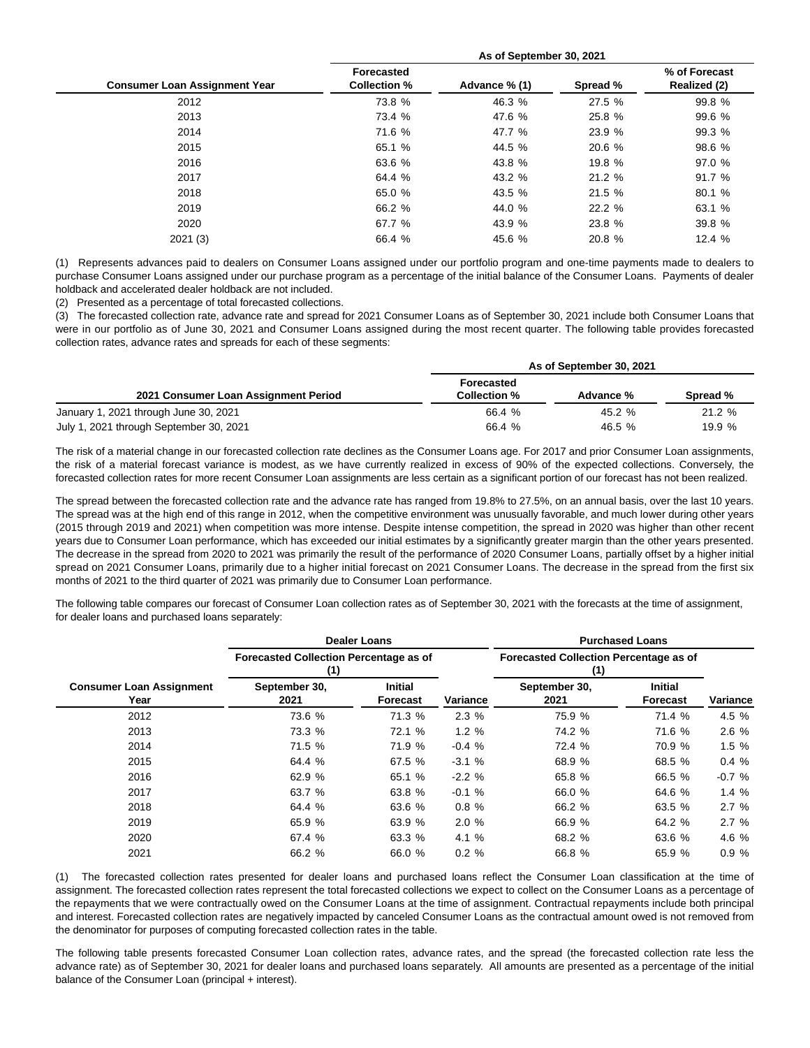| Consumer Loan Assignment Year | As of September 30, 2021 | | | |
|---|---|---|---|---|
| | Forecasted Collection % | Advance % (1) | Spread % | % of Forecast Realized (2) |
| 2012 | 73.8 % | 46.3 % | 27.5 % | 99.8 % |
| 2013 | 73.4 % | 47.6 % | 25.8 % | 99.6 % |
| 2014 | 71.6 % | 47.7 % | 23.9 % | 99.3 % |
| 2015 | 65.1 % | 44.5 % | 20.6 % | 98.6 % |
| 2016 | 63.6 % | 43.8 % | 19.8 % | 97.0 % |
| 2017 | 64.4 % | 43.2 % | 21.2 % | 91.7 % |
| 2018 | 65.0 % | 43.5 % | 21.5 % | 80.1 % |
| 2019 | 66.2 % | 44.0 % | 22.2 % | 63.1 % |
| 2020 | 67.7 % | 43.9 % | 23.8 % | 39.8 % |
| 2021 (3) | 66.4 % | 45.6 % | 20.8 % | 12.4 % |

(1) Represents advances paid to dealers on Consumer Loans assigned under our portfolio program and one-time payments made to dealers to purchase Consumer Loans assigned under our purchase program as a percentage of the initial balance of the Consumer Loans. Payments of dealer holdback and accelerated dealer holdback are not included.

(2) Presented as a percentage of total forecasted collections.

(3) The forecasted collection rate, advance rate and spread for 2021 Consumer Loans as of September 30, 2021 include both Consumer Loans that were in our portfolio as of June 30, 2021 and Consumer Loans assigned during the most recent quarter. The following table provides forecasted collection rates, advance rates and spreads for each of these segments:

| 2021 Consumer Loan Assignment Period | As of September 30, 2021 | | |
|---|---|---|---|
| | Forecasted Collection % | Advance % | Spread % |
| January 1, 2021 through June 30, 2021 | 66.4 % | 45.2 % | 21.2 % |
| July 1, 2021 through September 30, 2021 | 66.4 % | 46.5 % | 19.9 % |

The risk of a material change in our forecasted collection rate declines as the Consumer Loans age. For 2017 and prior Consumer Loan assignments, the risk of a material forecast variance is modest, as we have currently realized in excess of 90% of the expected collections. Conversely, the forecasted collection rates for more recent Consumer Loan assignments are less certain as a significant portion of our forecast has not been realized.

The spread between the forecasted collection rate and the advance rate has ranged from 19.8% to 27.5%, on an annual basis, over the last 10 years. The spread was at the high end of this range in 2012, when the competitive environment was unusually favorable, and much lower during other years (2015 through 2019 and 2021) when competition was more intense. Despite intense competition, the spread in 2020 was higher than other recent years due to Consumer Loan performance, which has exceeded our initial estimates by a significantly greater margin than the other years presented. The decrease in the spread from 2020 to 2021 was primarily the result of the performance of 2020 Consumer Loans, partially offset by a higher initial spread on 2021 Consumer Loans, primarily due to a higher initial forecast on 2021 Consumer Loans. The decrease in the spread from the first six months of 2021 to the third quarter of 2021 was primarily due to Consumer Loan performance.

The following table compares our forecast of Consumer Loan collection rates as of September 30, 2021 with the forecasts at the time of assignment, for dealer loans and purchased loans separately:

| Consumer Loan Assignment Year | Dealer Loans | | | Purchased Loans | | |
|---|---|---|---|---|---|---|
| | Forecasted Collection Percentage as of (1) | | | Forecasted Collection Percentage as of (1) | | |
| | September 30, 2021 | Initial Forecast | Variance | September 30, 2021 | Initial Forecast | Variance |
| 2012 | 73.6 % | 71.3 % | 2.3 % | 75.9 % | 71.4 % | 4.5 % |
| 2013 | 73.3 % | 72.1 % | 1.2 % | 74.2 % | 71.6 % | 2.6 % |
| 2014 | 71.5 % | 71.9 % | -0.4 % | 72.4 % | 70.9 % | 1.5 % |
| 2015 | 64.4 % | 67.5 % | -3.1 % | 68.9 % | 68.5 % | 0.4 % |
| 2016 | 62.9 % | 65.1 % | -2.2 % | 65.8 % | 66.5 % | -0.7 % |
| 2017 | 63.7 % | 63.8 % | -0.1 % | 66.0 % | 64.6 % | 1.4 % |
| 2018 | 64.4 % | 63.6 % | 0.8 % | 66.2 % | 63.5 % | 2.7 % |
| 2019 | 65.9 % | 63.9 % | 2.0 % | 66.9 % | 64.2 % | 2.7 % |
| 2020 | 67.4 % | 63.3 % | 4.1 % | 68.2 % | 63.6 % | 4.6 % |
| 2021 | 66.2 % | 66.0 % | 0.2 % | 66.8 % | 65.9 % | 0.9 % |

(1) The forecasted collection rates presented for dealer loans and purchased loans reflect the Consumer Loan classification at the time of assignment. The forecasted collection rates represent the total forecasted collections we expect to collect on the Consumer Loans as a percentage of the repayments that we were contractually owed on the Consumer Loans at the time of assignment. Contractual repayments include both principal and interest. Forecasted collection rates are negatively impacted by canceled Consumer Loans as the contractual amount owed is not removed from the denominator for purposes of computing forecasted collection rates in the table.

The following table presents forecasted Consumer Loan collection rates, advance rates, and the spread (the forecasted collection rate less the advance rate) as of September 30, 2021 for dealer loans and purchased loans separately. All amounts are presented as a percentage of the initial balance of the Consumer Loan (principal + interest).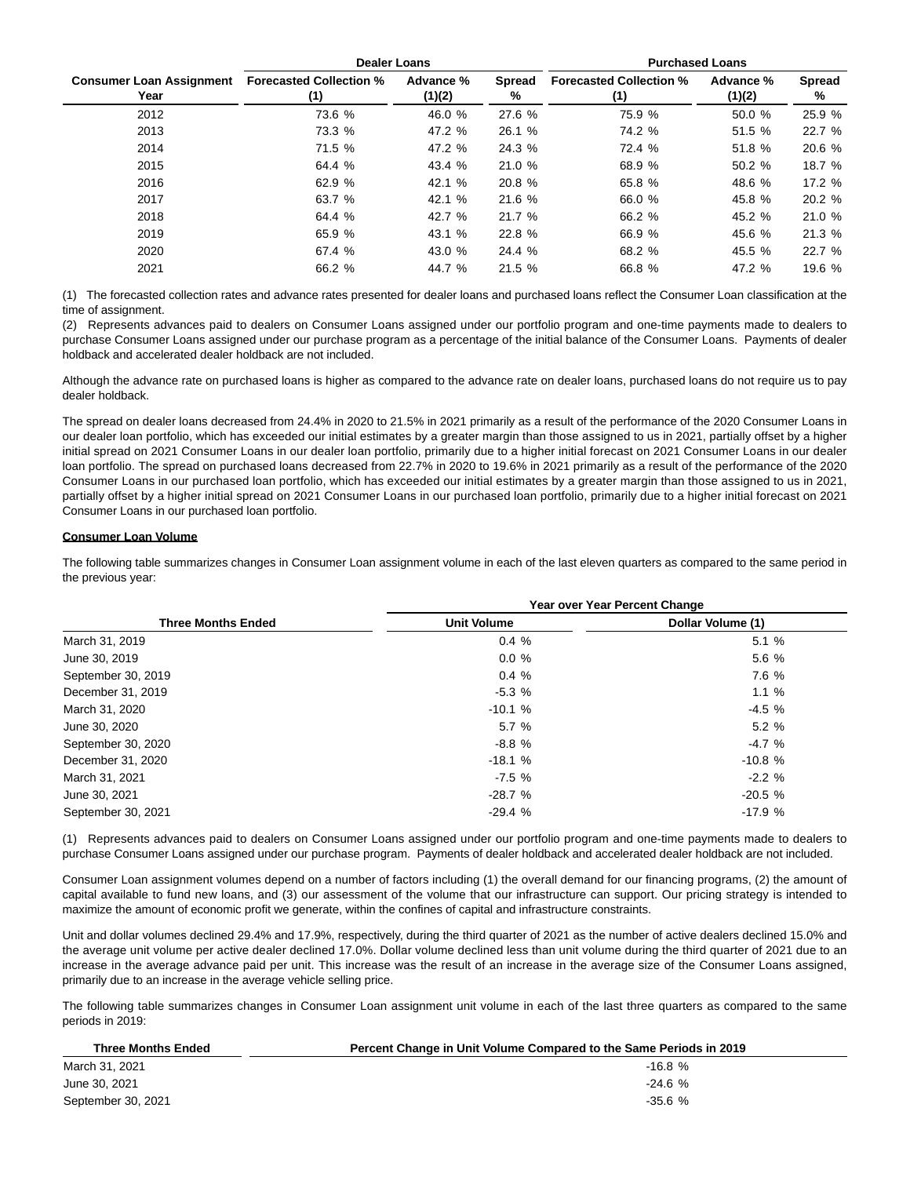| Consumer Loan Assignment Year | Dealer Loans | | | Purchased Loans | | |
|---|---|---|---|---|---|---|
| | Forecasted Collection % (1) | Advance % (1)(2) | Spread % | Forecasted Collection % (1) | Advance % (1)(2) | Spread % |
| 2012 | 73.6 % | 46.0 % | 27.6 % | 75.9 % | 50.0 % | 25.9 % |
| 2013 | 73.3 % | 47.2 % | 26.1 % | 74.2 % | 51.5 % | 22.7 % |
| 2014 | 71.5 % | 47.2 % | 24.3 % | 72.4 % | 51.8 % | 20.6 % |
| 2015 | 64.4 % | 43.4 % | 21.0 % | 68.9 % | 50.2 % | 18.7 % |
| 2016 | 62.9 % | 42.1 % | 20.8 % | 65.8 % | 48.6 % | 17.2 % |
| 2017 | 63.7 % | 42.1 % | 21.6 % | 66.0 % | 45.8 % | 20.2 % |
| 2018 | 64.4 % | 42.7 % | 21.7 % | 66.2 % | 45.2 % | 21.0 % |
| 2019 | 65.9 % | 43.1 % | 22.8 % | 66.9 % | 45.6 % | 21.3 % |
| 2020 | 67.4 % | 43.0 % | 24.4 % | 68.2 % | 45.5 % | 22.7 % |
| 2021 | 66.2 % | 44.7 % | 21.5 % | 66.8 % | 47.2 % | 19.6 % |

(1) The forecasted collection rates and advance rates presented for dealer loans and purchased loans reflect the Consumer Loan classification at the time of assignment.
(2) Represents advances paid to dealers on Consumer Loans assigned under our portfolio program and one-time payments made to dealers to purchase Consumer Loans assigned under our purchase program as a percentage of the initial balance of the Consumer Loans. Payments of dealer holdback and accelerated dealer holdback are not included.

Although the advance rate on purchased loans is higher as compared to the advance rate on dealer loans, purchased loans do not require us to pay dealer holdback.

The spread on dealer loans decreased from 24.4% in 2020 to 21.5% in 2021 primarily as a result of the performance of the 2020 Consumer Loans in our dealer loan portfolio, which has exceeded our initial estimates by a greater margin than those assigned to us in 2021, partially offset by a higher initial spread on 2021 Consumer Loans in our dealer loan portfolio, primarily due to a higher initial forecast on 2021 Consumer Loans in our dealer loan portfolio. The spread on purchased loans decreased from 22.7% in 2020 to 19.6% in 2021 primarily as a result of the performance of the 2020 Consumer Loans in our purchased loan portfolio, which has exceeded our initial estimates by a greater margin than those assigned to us in 2021, partially offset by a higher initial spread on 2021 Consumer Loans in our purchased loan portfolio, primarily due to a higher initial forecast on 2021 Consumer Loans in our purchased loan portfolio.

**Consumer Loan Volume**

The following table summarizes changes in Consumer Loan assignment volume in each of the last eleven quarters as compared to the same period in the previous year:

| Three Months Ended | Year over Year Percent Change | |
|---|---|---|
| | Unit Volume | Dollar Volume (1) |
| March 31, 2019 | 0.4 % | 5.1 % |
| June 30, 2019 | 0.0 % | 5.6 % |
| September 30, 2019 | 0.4 % | 7.6 % |
| December 31, 2019 | -5.3 % | 1.1 % |
| March 31, 2020 | -10.1 % | -4.5 % |
| June 30, 2020 | 5.7 % | 5.2 % |
| September 30, 2020 | -8.8 % | -4.7 % |
| December 31, 2020 | -18.1 % | -10.8 % |
| March 31, 2021 | -7.5 % | -2.2 % |
| June 30, 2021 | -28.7 % | -20.5 % |
| September 30, 2021 | -29.4 % | -17.9 % |

(1) Represents advances paid to dealers on Consumer Loans assigned under our portfolio program and one-time payments made to dealers to purchase Consumer Loans assigned under our purchase program. Payments of dealer holdback and accelerated dealer holdback are not included.

Consumer Loan assignment volumes depend on a number of factors including (1) the overall demand for our financing programs, (2) the amount of capital available to fund new loans, and (3) our assessment of the volume that our infrastructure can support. Our pricing strategy is intended to maximize the amount of economic profit we generate, within the confines of capital and infrastructure constraints.

Unit and dollar volumes declined 29.4% and 17.9%, respectively, during the third quarter of 2021 as the number of active dealers declined 15.0% and the average unit volume per active dealer declined 17.0%. Dollar volume declined less than unit volume during the third quarter of 2021 due to an increase in the average advance paid per unit. This increase was the result of an increase in the average size of the Consumer Loans assigned, primarily due to an increase in the average vehicle selling price.

The following table summarizes changes in Consumer Loan assignment unit volume in each of the last three quarters as compared to the same periods in 2019:

| Three Months Ended | Percent Change in Unit Volume Compared to the Same Periods in 2019 |
|---|---|
| March 31, 2021 | -16.8 % |
| June 30, 2021 | -24.6 % |
| September 30, 2021 | -35.6 % |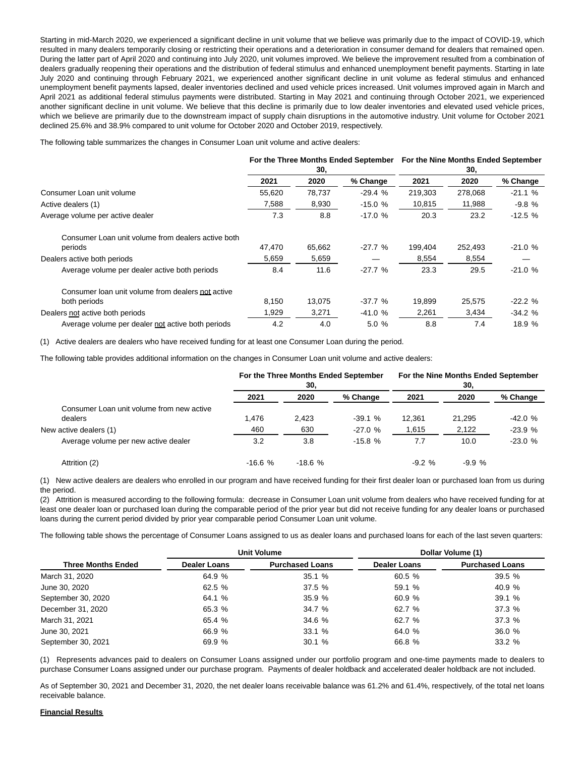Starting in mid-March 2020, we experienced a significant decline in unit volume that we believe was primarily due to the impact of COVID-19, which resulted in many dealers temporarily closing or restricting their operations and a deterioration in consumer demand for dealers that remained open. During the latter part of April 2020 and continuing into July 2020, unit volumes improved. We believe the improvement resulted from a combination of dealers gradually reopening their operations and the distribution of federal stimulus and enhanced unemployment benefit payments. Starting in late July 2020 and continuing through February 2021, we experienced another significant decline in unit volume as federal stimulus and enhanced unemployment benefit payments lapsed, dealer inventories declined and used vehicle prices increased. Unit volumes improved again in March and April 2021 as additional federal stimulus payments were distributed. Starting in May 2021 and continuing through October 2021, we experienced another significant decline in unit volume. We believe that this decline is primarily due to low dealer inventories and elevated used vehicle prices, which we believe are primarily due to the downstream impact of supply chain disruptions in the automotive industry. Unit volume for October 2021 declined 25.6% and 38.9% compared to unit volume for October 2020 and October 2019, respectively.

The following table summarizes the changes in Consumer Loan unit volume and active dealers:

| | For the Three Months Ended September 30, | | | For the Nine Months Ended September 30, | | |
|---|---|---|---|---|---|---|
| | 2021 | 2020 | % Change | 2021 | 2020 | % Change |
| Consumer Loan unit volume | 55,620 | 78,737 | -29.4 % | 219,303 | 278,068 | -21.1 % |
| Active dealers (1) | 7,588 | 8,930 | -15.0 % | 10,815 | 11,988 | -9.8 % |
| Average volume per active dealer | 7.3 | 8.8 | -17.0 % | 20.3 | 23.2 | -12.5 % |
| Consumer Loan unit volume from dealers active both periods | 47,470 | 65,662 | -27.7 % | 199,404 | 252,493 | -21.0 % |
| Dealers active both periods | 5,659 | 5,659 | — | 8,554 | 8,554 | — |
| Average volume per dealer active both periods | 8.4 | 11.6 | -27.7 % | 23.3 | 29.5 | -21.0 % |
| Consumer loan unit volume from dealers not active both periods | 8,150 | 13,075 | -37.7 % | 19,899 | 25,575 | -22.2 % |
| Dealers not active both periods | 1,929 | 3,271 | -41.0 % | 2,261 | 3,434 | -34.2 % |
| Average volume per dealer not active both periods | 4.2 | 4.0 | 5.0 % | 8.8 | 7.4 | 18.9 % |

(1) Active dealers are dealers who have received funding for at least one Consumer Loan during the period.

The following table provides additional information on the changes in Consumer Loan unit volume and active dealers:

| | For the Three Months Ended September 30, | | | For the Nine Months Ended September 30, | | |
|---|---|---|---|---|---|---|
| | 2021 | 2020 | % Change | 2021 | 2020 | % Change |
| Consumer Loan unit volume from new active dealers | 1,476 | 2,423 | -39.1 % | 12,361 | 21,295 | -42.0 % |
| New active dealers (1) | 460 | 630 | -27.0 % | 1,615 | 2,122 | -23.9 % |
| Average volume per new active dealer | 3.2 | 3.8 | -15.8 % | 7.7 | 10.0 | -23.0 % |
| Attrition (2) | -16.6 % | -18.6 % | | -9.2 % | -9.9 % | |

(1) New active dealers are dealers who enrolled in our program and have received funding for their first dealer loan or purchased loan from us during the period.

(2) Attrition is measured according to the following formula: decrease in Consumer Loan unit volume from dealers who have received funding for at least one dealer loan or purchased loan during the comparable period of the prior year but did not receive funding for any dealer loans or purchased loans during the current period divided by prior year comparable period Consumer Loan unit volume.

The following table shows the percentage of Consumer Loans assigned to us as dealer loans and purchased loans for each of the last seven quarters:

| | Unit Volume | | Dollar Volume (1) | |
|---|---|---|---|---|
| Three Months Ended | Dealer Loans | Purchased Loans | Dealer Loans | Purchased Loans |
| March 31, 2020 | 64.9 % | 35.1 % | 60.5 % | 39.5 % |
| June 30, 2020 | 62.5 % | 37.5 % | 59.1 % | 40.9 % |
| September 30, 2020 | 64.1 % | 35.9 % | 60.9 % | 39.1 % |
| December 31, 2020 | 65.3 % | 34.7 % | 62.7 % | 37.3 % |
| March 31, 2021 | 65.4 % | 34.6 % | 62.7 % | 37.3 % |
| June 30, 2021 | 66.9 % | 33.1 % | 64.0 % | 36.0 % |
| September 30, 2021 | 69.9 % | 30.1 % | 66.8 % | 33.2 % |

(1) Represents advances paid to dealers on Consumer Loans assigned under our portfolio program and one-time payments made to dealers to purchase Consumer Loans assigned under our purchase program. Payments of dealer holdback and accelerated dealer holdback are not included.

As of September 30, 2021 and December 31, 2020, the net dealer loans receivable balance was 61.2% and 61.4%, respectively, of the total net loans receivable balance.

**Financial Results**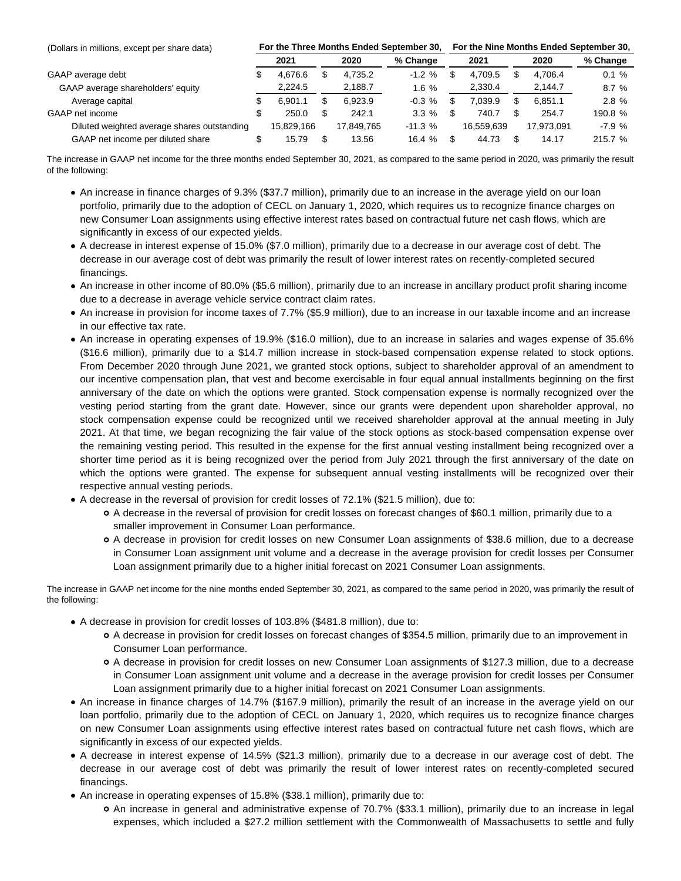| (Dollars in millions, except per share data) | For the Three Months Ended September 30, | | | For the Nine Months Ended September 30, | | |
|---|---|---|---|---|---|---|
| | 2021 | 2020 | % Change | 2021 | 2020 | % Change |
| GAAP average debt | $ 4,676.6 | $ 4,735.2 | -1.2 % | $ 4,709.5 | $ 4,706.4 | 0.1 % |
| GAAP average shareholders' equity | 2,224.5 | 2,188.7 | 1.6 % | 2,330.4 | 2,144.7 | 8.7 % |
| Average capital | $ 6,901.1 | $ 6,923.9 | -0.3 % | $ 7,039.9 | $ 6,851.1 | 2.8 % |
| GAAP net income | $ 250.0 | $ 242.1 | 3.3 % | $ 740.7 | $ 254.7 | 190.8 % |
| Diluted weighted average shares outstanding | 15,829,166 | 17,849,765 | -11.3 % | 16,559,639 | 17,973,091 | -7.9 % |
| GAAP net income per diluted share | $ 15.79 | $ 13.56 | 16.4 % | $ 44.73 | $ 14.17 | 215.7 % |

The increase in GAAP net income for the three months ended September 30, 2021, as compared to the same period in 2020, was primarily the result of the following:

- An increase in finance charges of 9.3% ($37.7 million), primarily due to an increase in the average yield on our loan portfolio, primarily due to the adoption of CECL on January 1, 2020, which requires us to recognize finance charges on new Consumer Loan assignments using effective interest rates based on contractual future net cash flows, which are significantly in excess of our expected yields.
- A decrease in interest expense of 15.0% ($7.0 million), primarily due to a decrease in our average cost of debt. The decrease in our average cost of debt was primarily the result of lower interest rates on recently-completed secured financings.
- An increase in other income of 80.0% ($5.6 million), primarily due to an increase in ancillary product profit sharing income due to a decrease in average vehicle service contract claim rates.
- An increase in provision for income taxes of 7.7% ($5.9 million), due to an increase in our taxable income and an increase in our effective tax rate.
- An increase in operating expenses of 19.9% ($16.0 million), due to an increase in salaries and wages expense of 35.6% ($16.6 million), primarily due to a $14.7 million increase in stock-based compensation expense related to stock options. From December 2020 through June 2021, we granted stock options, subject to shareholder approval of an amendment to our incentive compensation plan, that vest and become exercisable in four equal annual installments beginning on the first anniversary of the date on which the options were granted. Stock compensation expense is normally recognized over the vesting period starting from the grant date. However, since our grants were dependent upon shareholder approval, no stock compensation expense could be recognized until we received shareholder approval at the annual meeting in July 2021. At that time, we began recognizing the fair value of the stock options as stock-based compensation expense over the remaining vesting period. This resulted in the expense for the first annual vesting installment being recognized over a shorter time period as it is being recognized over the period from July 2021 through the first anniversary of the date on which the options were granted. The expense for subsequent annual vesting installments will be recognized over their respective annual vesting periods.
- A decrease in the reversal of provision for credit losses of 72.1% ($21.5 million), due to:
  - A decrease in the reversal of provision for credit losses on forecast changes of $60.1 million, primarily due to a smaller improvement in Consumer Loan performance.
  - A decrease in provision for credit losses on new Consumer Loan assignments of $38.6 million, due to a decrease in Consumer Loan assignment unit volume and a decrease in the average provision for credit losses per Consumer Loan assignment primarily due to a higher initial forecast on 2021 Consumer Loan assignments.

The increase in GAAP net income for the nine months ended September 30, 2021, as compared to the same period in 2020, was primarily the result of the following:

- A decrease in provision for credit losses of 103.8% ($481.8 million), due to:
  - A decrease in provision for credit losses on forecast changes of $354.5 million, primarily due to an improvement in Consumer Loan performance.
  - A decrease in provision for credit losses on new Consumer Loan assignments of $127.3 million, due to a decrease in Consumer Loan assignment unit volume and a decrease in the average provision for credit losses per Consumer Loan assignment primarily due to a higher initial forecast on 2021 Consumer Loan assignments.
- An increase in finance charges of 14.7% ($167.9 million), primarily the result of an increase in the average yield on our loan portfolio, primarily due to the adoption of CECL on January 1, 2020, which requires us to recognize finance charges on new Consumer Loan assignments using effective interest rates based on contractual future net cash flows, which are significantly in excess of our expected yields.
- A decrease in interest expense of 14.5% ($21.3 million), primarily due to a decrease in our average cost of debt. The decrease in our average cost of debt was primarily the result of lower interest rates on recently-completed secured financings.
- An increase in operating expenses of 15.8% ($38.1 million), primarily due to:
  - An increase in general and administrative expense of 70.7% ($33.1 million), primarily due to an increase in legal expenses, which included a $27.2 million settlement with the Commonwealth of Massachusetts to settle and fully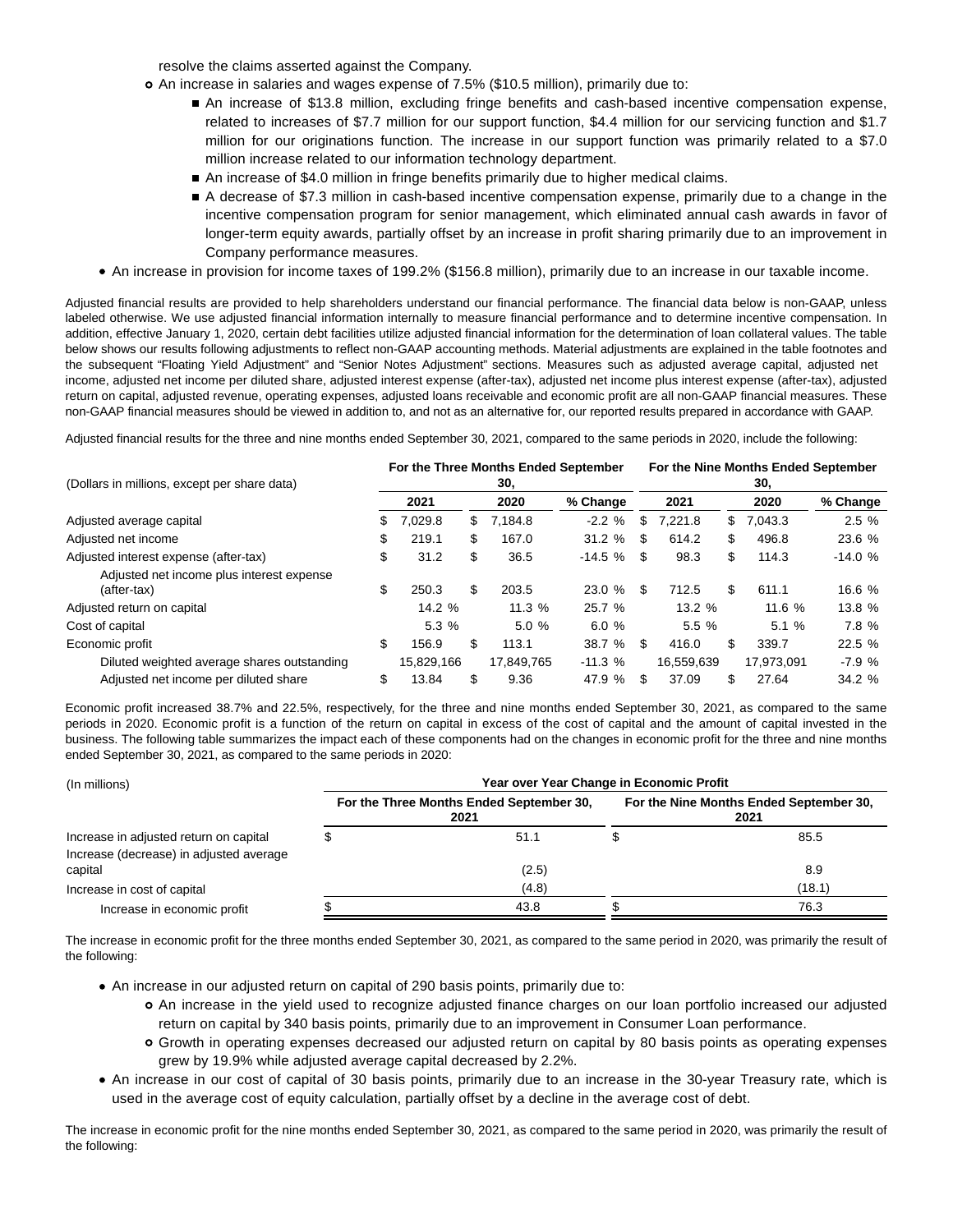resolve the claims asserted against the Company.

- An increase in salaries and wages expense of 7.5% ($10.5 million), primarily due to:
  - An increase of $13.8 million, excluding fringe benefits and cash-based incentive compensation expense, related to increases of $7.7 million for our support function, $4.4 million for our servicing function and $1.7 million for our originations function. The increase in our support function was primarily related to a $7.0 million increase related to our information technology department.
  - An increase of $4.0 million in fringe benefits primarily due to higher medical claims.
  - A decrease of $7.3 million in cash-based incentive compensation expense, primarily due to a change in the incentive compensation program for senior management, which eliminated annual cash awards in favor of longer-term equity awards, partially offset by an increase in profit sharing primarily due to an improvement in Company performance measures.
- An increase in provision for income taxes of 199.2% ($156.8 million), primarily due to an increase in our taxable income.

Adjusted financial results are provided to help shareholders understand our financial performance. The financial data below is non-GAAP, unless labeled otherwise. We use adjusted financial information internally to measure financial performance and to determine incentive compensation. In addition, effective January 1, 2020, certain debt facilities utilize adjusted financial information for the determination of loan collateral values. The table below shows our results following adjustments to reflect non-GAAP accounting methods. Material adjustments are explained in the table footnotes and the subsequent "Floating Yield Adjustment" and "Senior Notes Adjustment" sections. Measures such as adjusted average capital, adjusted net income, adjusted net income per diluted share, adjusted interest expense (after-tax), adjusted net income plus interest expense (after-tax), adjusted return on capital, adjusted revenue, operating expenses, adjusted loans receivable and economic profit are all non-GAAP financial measures. These non-GAAP financial measures should be viewed in addition to, and not as an alternative for, our reported results prepared in accordance with GAAP.

Adjusted financial results for the three and nine months ended September 30, 2021, compared to the same periods in 2020, include the following:

| (Dollars in millions, except per share data) | For the Three Months Ended September 30, | | | For the Nine Months Ended September 30, | | |
|---|---|---|---|---|---|---|
| | 2021 | 2020 | % Change | 2021 | 2020 | % Change |
| Adjusted average capital | $ 7,029.8 | $ 7,184.8 | -2.2 % | $ 7,221.8 | $ 7,043.3 | 2.5 % |
| Adjusted net income | $ 219.1 | $ 167.0 | 31.2 % | $ 614.2 | $ 496.8 | 23.6 % |
| Adjusted interest expense (after-tax) | $ 31.2 | $ 36.5 | -14.5 % | $ 98.3 | $ 114.3 | -14.0 % |
| Adjusted net income plus interest expense (after-tax) | $ 250.3 | $ 203.5 | 23.0 % | $ 712.5 | $ 611.1 | 16.6 % |
| Adjusted return on capital | 14.2 % | 11.3 % | 25.7 % | 13.2 % | 11.6 % | 13.8 % |
| Cost of capital | 5.3 % | 5.0 % | 6.0 % | 5.5 % | 5.1 % | 7.8 % |
| Economic profit | $ 156.9 | $ 113.1 | 38.7 % | $ 416.0 | $ 339.7 | 22.5 % |
| Diluted weighted average shares outstanding | 15,829,166 | 17,849,765 | -11.3 % | 16,559,639 | 17,973,091 | -7.9 % |
| Adjusted net income per diluted share | $ 13.84 | $ 9.36 | 47.9 % | $ 37.09 | $ 27.64 | 34.2 % |

Economic profit increased 38.7% and 22.5%, respectively, for the three and nine months ended September 30, 2021, as compared to the same periods in 2020. Economic profit is a function of the return on capital in excess of the cost of capital and the amount of capital invested in the business. The following table summarizes the impact each of these components had on the changes in economic profit for the three and nine months ended September 30, 2021, as compared to the same periods in 2020:

| (In millions) | Year over Year Change in Economic Profit | |
|---|---|---|
| | For the Three Months Ended September 30, 2021 | For the Nine Months Ended September 30, 2021 |
| Increase in adjusted return on capital | $ 51.1 | $ 85.5 |
| Increase (decrease) in adjusted average capital | (2.5) | 8.9 |
| Increase in cost of capital | (4.8) | (18.1) |
| Increase in economic profit | $ 43.8 | $ 76.3 |

The increase in economic profit for the three months ended September 30, 2021, as compared to the same period in 2020, was primarily the result of the following:

- An increase in our adjusted return on capital of 290 basis points, primarily due to:
  - An increase in the yield used to recognize adjusted finance charges on our loan portfolio increased our adjusted return on capital by 340 basis points, primarily due to an improvement in Consumer Loan performance.
  - Growth in operating expenses decreased our adjusted return on capital by 80 basis points as operating expenses grew by 19.9% while adjusted average capital decreased by 2.2%.
- An increase in our cost of capital of 30 basis points, primarily due to an increase in the 30-year Treasury rate, which is used in the average cost of equity calculation, partially offset by a decline in the average cost of debt.

The increase in economic profit for the nine months ended September 30, 2021, as compared to the same period in 2020, was primarily the result of the following: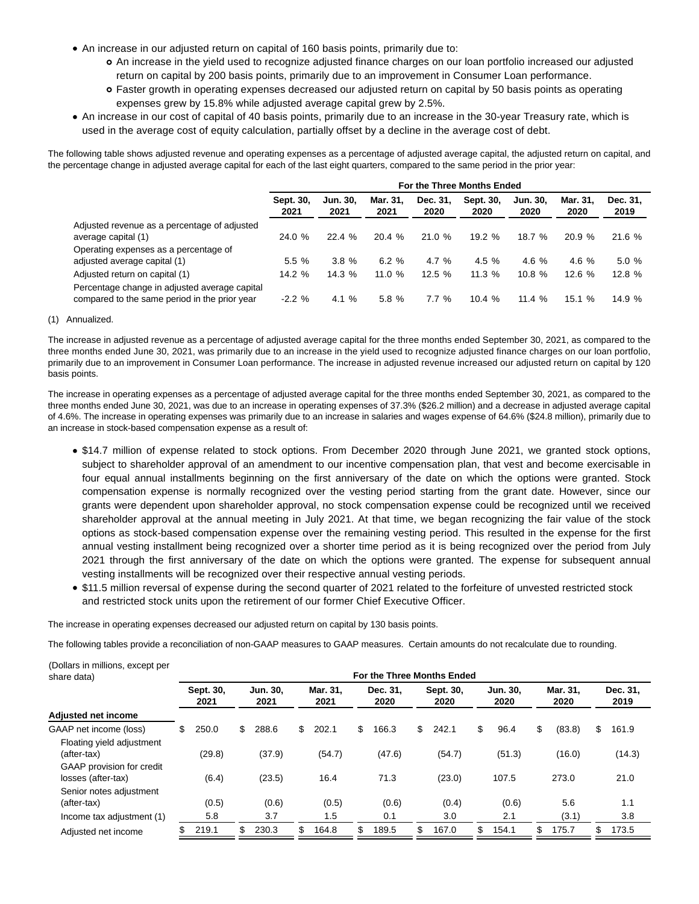- An increase in our adjusted return on capital of 160 basis points, primarily due to:
    - An increase in the yield used to recognize adjusted finance charges on our loan portfolio increased our adjusted return on capital by 200 basis points, primarily due to an improvement in Consumer Loan performance.
    - Faster growth in operating expenses decreased our adjusted return on capital by 50 basis points as operating expenses grew by 15.8% while adjusted average capital grew by 2.5%.
- An increase in our cost of capital of 40 basis points, primarily due to an increase in the 30-year Treasury rate, which is used in the average cost of equity calculation, partially offset by a decline in the average cost of debt.

The following table shows adjusted revenue and operating expenses as a percentage of adjusted average capital, the adjusted return on capital, and the percentage change in adjusted average capital for each of the last eight quarters, compared to the same period in the prior year:

| | For the Three Months Ended | | | | | | | |
|---|---|---|---|---|---|---|---|---|
| | Sept. 30, 2021 | Jun. 30, 2021 | Mar. 31, 2021 | Dec. 31, 2020 | Sept. 30, 2020 | Jun. 30, 2020 | Mar. 31, 2020 | Dec. 31, 2019 |
| Adjusted revenue as a percentage of adjusted average capital (1) | 24.0 % | 22.4 % | 20.4 % | 21.0 % | 19.2 % | 18.7 % | 20.9 % | 21.6 % |
| Operating expenses as a percentage of adjusted average capital (1) | 5.5 % | 3.8 % | 6.2 % | 4.7 % | 4.5 % | 4.6 % | 4.6 % | 5.0 % |
| Adjusted return on capital (1) | 14.2 % | 14.3 % | 11.0 % | 12.5 % | 11.3 % | 10.8 % | 12.6 % | 12.8 % |
| Percentage change in adjusted average capital compared to the same period in the prior year | -2.2 % | 4.1 % | 5.8 % | 7.7 % | 10.4 % | 11.4 % | 15.1 % | 14.9 % |

(1) Annualized.

The increase in adjusted revenue as a percentage of adjusted average capital for the three months ended September 30, 2021, as compared to the three months ended June 30, 2021, was primarily due to an increase in the yield used to recognize adjusted finance charges on our loan portfolio, primarily due to an improvement in Consumer Loan performance. The increase in adjusted revenue increased our adjusted return on capital by 120 basis points.

The increase in operating expenses as a percentage of adjusted average capital for the three months ended September 30, 2021, as compared to the three months ended June 30, 2021, was due to an increase in operating expenses of 37.3% ($26.2 million) and a decrease in adjusted average capital of 4.6%. The increase in operating expenses was primarily due to an increase in salaries and wages expense of 64.6% ($24.8 million), primarily due to an increase in stock-based compensation expense as a result of:

- $14.7 million of expense related to stock options. From December 2020 through June 2021, we granted stock options, subject to shareholder approval of an amendment to our incentive compensation plan, that vest and become exercisable in four equal annual installments beginning on the first anniversary of the date on which the options were granted. Stock compensation expense is normally recognized over the vesting period starting from the grant date. However, since our grants were dependent upon shareholder approval, no stock compensation expense could be recognized until we received shareholder approval at the annual meeting in July 2021. At that time, we began recognizing the fair value of the stock options as stock-based compensation expense over the remaining vesting period. This resulted in the expense for the first annual vesting installment being recognized over a shorter time period as it is being recognized over the period from July 2021 through the first anniversary of the date on which the options were granted. The expense for subsequent annual vesting installments will be recognized over their respective annual vesting periods.
- $11.5 million reversal of expense during the second quarter of 2021 related to the forfeiture of unvested restricted stock and restricted stock units upon the retirement of our former Chief Executive Officer.

The increase in operating expenses decreased our adjusted return on capital by 130 basis points.

The following tables provide a reconciliation of non-GAAP measures to GAAP measures. Certain amounts do not recalculate due to rounding.

| (Dollars in millions, except per share data) | For the Three Months Ended | | | | | | | |
|---|---|---|---|---|---|---|---|---|
| | Sept. 30, 2021 | Jun. 30, 2021 | Mar. 31, 2021 | Dec. 31, 2020 | Sept. 30, 2020 | Jun. 30, 2020 | Mar. 31, 2020 | Dec. 31, 2019 |
| **Adjusted net income** | | | | | | | | |
| GAAP net income (loss) | $ 250.0 | $ 288.6 | $ 202.1 | $ 166.3 | $ 242.1 | $ 96.4 | $ (83.8) | $ 161.9 |
| Floating yield adjustment (after-tax) | (29.8) | (37.9) | (54.7) | (47.6) | (54.7) | (51.3) | (16.0) | (14.3) |
| GAAP provision for credit losses (after-tax) | (6.4) | (23.5) | 16.4 | 71.3 | (23.0) | 107.5 | 273.0 | 21.0 |
| Senior notes adjustment (after-tax) | (0.5) | (0.6) | (0.5) | (0.6) | (0.4) | (0.6) | 5.6 | 1.1 |
| Income tax adjustment (1) | 5.8 | 3.7 | 1.5 | 0.1 | 3.0 | 2.1 | (3.1) | 3.8 |
| Adjusted net income | $ 219.1 | $ 230.3 | $ 164.8 | $ 189.5 | $ 167.0 | $ 154.1 | $ 175.7 | $ 173.5 |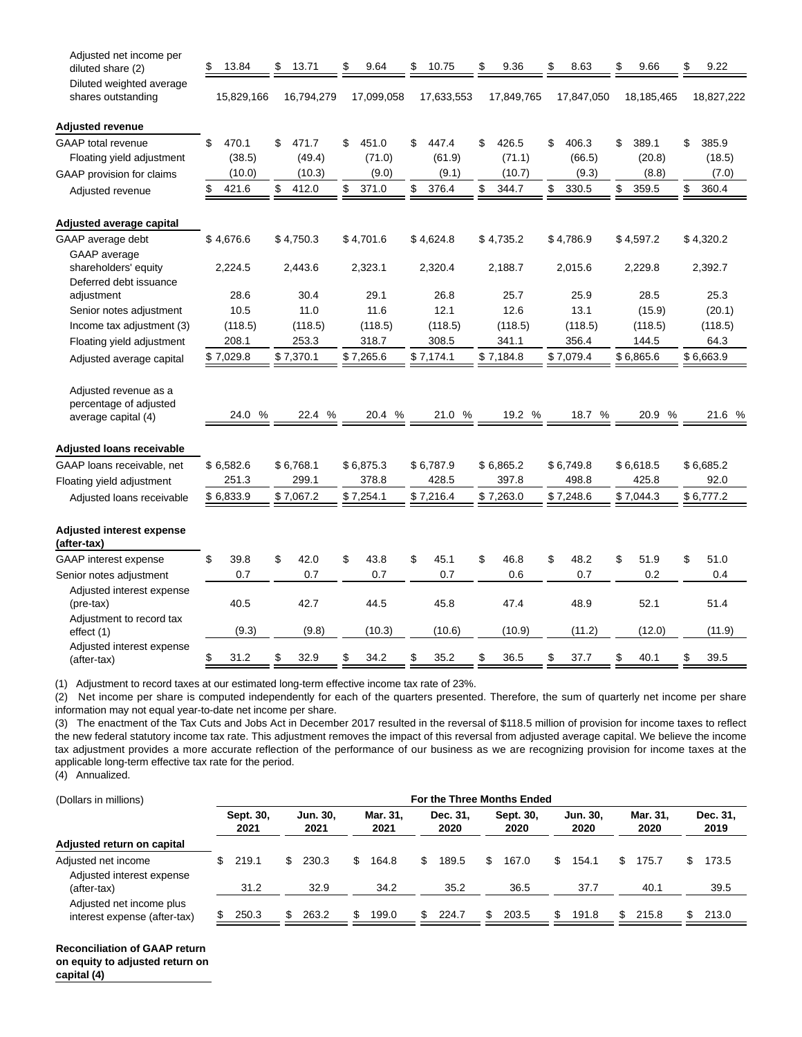| | | | | | | | | |
|---|---|---|---|---|---|---|---|---|
| Adjusted net income per diluted share (2) | $ 13.84 | $ 13.71 | $ 9.64 | $ 10.75 | $ 9.36 | $ 8.63 | $ 9.66 | $ 9.22 |
| Diluted weighted average shares outstanding | 15,829,166 | 16,794,279 | 17,099,058 | 17,633,553 | 17,849,765 | 17,847,050 | 18,185,465 | 18,827,222 |
| **Adjusted revenue** | | | | | | | | |
| GAAP total revenue | $ 470.1 | $ 471.7 | $ 451.0 | $ 447.4 | $ 426.5 | $ 406.3 | $ 389.1 | $ 385.9 |
| Floating yield adjustment | (38.5) | (49.4) | (71.0) | (61.9) | (71.1) | (66.5) | (20.8) | (18.5) |
| GAAP provision for claims | (10.0) | (10.3) | (9.0) | (9.1) | (10.7) | (9.3) | (8.8) | (7.0) |
| Adjusted revenue | $ 421.6 | $ 412.0 | $ 371.0 | $ 376.4 | $ 344.7 | $ 330.5 | $ 359.5 | $ 360.4 |
| **Adjusted average capital** | | | | | | | | |
| GAAP average debt | $ 4,676.6 | $ 4,750.3 | $ 4,701.6 | $ 4,624.8 | $ 4,735.2 | $ 4,786.9 | $ 4,597.2 | $ 4,320.2 |
| GAAP average shareholders' equity | 2,224.5 | 2,443.6 | 2,323.1 | 2,320.4 | 2,188.7 | 2,015.6 | 2,229.8 | 2,392.7 |
| Deferred debt issuance adjustment | 28.6 | 30.4 | 29.1 | 26.8 | 25.7 | 25.9 | 28.5 | 25.3 |
| Senior notes adjustment | 10.5 | 11.0 | 11.6 | 12.1 | 12.6 | 13.1 | (15.9) | (20.1) |
| Income tax adjustment (3) | (118.5) | (118.5) | (118.5) | (118.5) | (118.5) | (118.5) | (118.5) | (118.5) |
| Floating yield adjustment | 208.1 | 253.3 | 318.7 | 308.5 | 341.1 | 356.4 | 144.5 | 64.3 |
| Adjusted average capital | $ 7,029.8 | $ 7,370.1 | $ 7,265.6 | $ 7,174.1 | $ 7,184.8 | $ 7,079.4 | $ 6,865.6 | $ 6,663.9 |
| Adjusted revenue as a percentage of adjusted average capital (4) | 24.0 % | 22.4 % | 20.4 % | 21.0 % | 19.2 % | 18.7 % | 20.9 % | 21.6 % |
| **Adjusted loans receivable** | | | | | | | | |
| GAAP loans receivable, net | $ 6,582.6 | $ 6,768.1 | $ 6,875.3 | $ 6,787.9 | $ 6,865.2 | $ 6,749.8 | $ 6,618.5 | $ 6,685.2 |
| Floating yield adjustment | 251.3 | 299.1 | 378.8 | 428.5 | 397.8 | 498.8 | 425.8 | 92.0 |
| Adjusted loans receivable | $ 6,833.9 | $ 7,067.2 | $ 7,254.1 | $ 7,216.4 | $ 7,263.0 | $ 7,248.6 | $ 7,044.3 | $ 6,777.2 |
| **Adjusted interest expense (after-tax)** | | | | | | | | |
| GAAP interest expense | $ 39.8 | $ 42.0 | $ 43.8 | $ 45.1 | $ 46.8 | $ 48.2 | $ 51.9 | $ 51.0 |
| Senior notes adjustment | 0.7 | 0.7 | 0.7 | 0.7 | 0.6 | 0.7 | 0.2 | 0.4 |
| Adjusted interest expense (pre-tax) | 40.5 | 42.7 | 44.5 | 45.8 | 47.4 | 48.9 | 52.1 | 51.4 |
| Adjustment to record tax effect (1) | (9.3) | (9.8) | (10.3) | (10.6) | (10.9) | (11.2) | (12.0) | (11.9) |
| Adjusted interest expense (after-tax) | $ 31.2 | $ 32.9 | $ 34.2 | $ 35.2 | $ 36.5 | $ 37.7 | $ 40.1 | $ 39.5 |

(1) Adjustment to record taxes at our estimated long-term effective income tax rate of 23%.

(2) Net income per share is computed independently for each of the quarters presented. Therefore, the sum of quarterly net income per share information may not equal year-to-date net income per share.

(3) The enactment of the Tax Cuts and Jobs Act in December 2017 resulted in the reversal of $118.5 million of provision for income taxes to reflect the new federal statutory income tax rate. This adjustment removes the impact of this reversal from adjusted average capital. We believe the income tax adjustment provides a more accurate reflection of the performance of our business as we are recognizing provision for income taxes at the applicable long-term effective tax rate for the period.

(4) Annualized.

| (Dollars in millions) | For the Three Months Ended | | | | | | | |
|---|---|---|---|---|---|---|---|---|
| | Sept. 30, 2021 | Jun. 30, 2021 | Mar. 31, 2021 | Dec. 31, 2020 | Sept. 30, 2020 | Jun. 30, 2020 | Mar. 31, 2020 | Dec. 31, 2019 |
| **Adjusted return on capital** | | | | | | | | |
| Adjusted net income | $ 219.1 | $ 230.3 | $ 164.8 | $ 189.5 | $ 167.0 | $ 154.1 | $ 175.7 | $ 173.5 |
| Adjusted interest expense (after-tax) | 31.2 | 32.9 | 34.2 | 35.2 | 36.5 | 37.7 | 40.1 | 39.5 |
| Adjusted net income plus interest expense (after-tax) | $ 250.3 | $ 263.2 | $ 199.0 | $ 224.7 | $ 203.5 | $ 191.8 | $ 215.8 | $ 213.0 |
| **Reconciliation of GAAP return on equity to adjusted return on capital (4)** | | | | | | | | |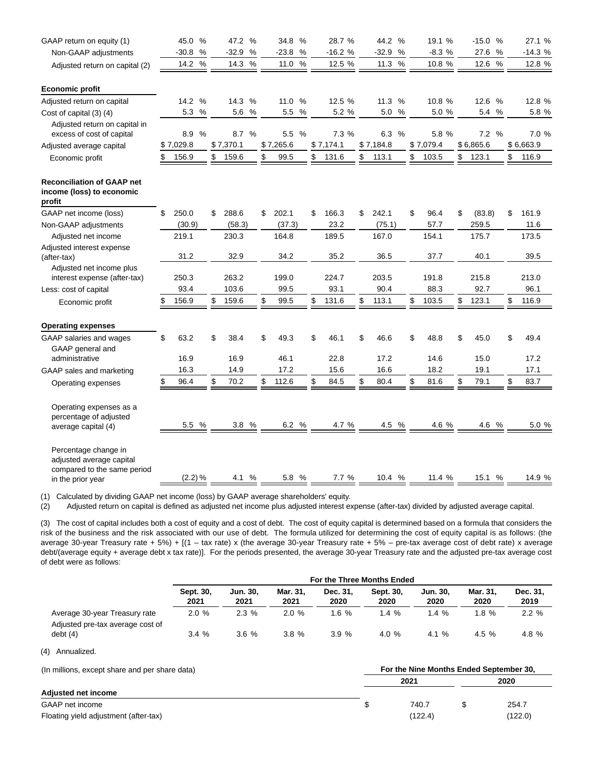| | | | | | | | | |
|---|---|---|---|---|---|---|---|---|
| GAAP return on equity (1) | 45.0 % | 47.2 % | 34.8 % | 28.7 % | 44.2 % | 19.1 % | -15.0 % | 27.1 % |
| Non-GAAP adjustments | -30.8 % | -32.9 % | -23.8 % | -16.2 % | -32.9 % | -8.3 % | 27.6 % | -14.3 % |
| Adjusted return on capital (2) | 14.2 % | 14.3 % | 11.0 % | 12.5 % | 11.3 % | 10.8 % | 12.6 % | 12.8 % |
| **Economic profit** | | | | | | | | |
| Adjusted return on capital | 14.2 % | 14.3 % | 11.0 % | 12.5 % | 11.3 % | 10.8 % | 12.6 % | 12.8 % |
| Cost of capital (3) (4) | 5.3 % | 5.6 % | 5.5 % | 5.2 % | 5.0 % | 5.0 % | 5.4 % | 5.8 % |
| Adjusted return on capital in excess of cost of capital | 8.9 % | 8.7 % | 5.5 % | 7.3 % | 6.3 % | 5.8 % | 7.2 % | 7.0 % |
| Adjusted average capital | $ 7,029.8 | $ 7,370.1 | $ 7,265.6 | $ 7,174.1 | $ 7,184.8 | $ 7,079.4 | $ 6,865.6 | $ 6,663.9 |
| Economic profit | $ 156.9 | $ 159.6 | $ 99.5 | $ 131.6 | $ 113.1 | $ 103.5 | $ 123.1 | $ 116.9 |
| **Reconciliation of GAAP net income (loss) to economic profit** | | | | | | | | |
| GAAP net income (loss) | $ 250.0 | $ 288.6 | $ 202.1 | $ 166.3 | $ 242.1 | $ 96.4 | $ (83.8) | $ 161.9 |
| Non-GAAP adjustments | (30.9) | (58.3) | (37.3) | 23.2 | (75.1) | 57.7 | 259.5 | 11.6 |
| Adjusted net income | 219.1 | 230.3 | 164.8 | 189.5 | 167.0 | 154.1 | 175.7 | 173.5 |
| Adjusted interest expense (after-tax) | 31.2 | 32.9 | 34.2 | 35.2 | 36.5 | 37.7 | 40.1 | 39.5 |
| Adjusted net income plus interest expense (after-tax) | 250.3 | 263.2 | 199.0 | 224.7 | 203.5 | 191.8 | 215.8 | 213.0 |
| Less: cost of capital | 93.4 | 103.6 | 99.5 | 93.1 | 90.4 | 88.3 | 92.7 | 96.1 |
| Economic profit | $ 156.9 | $ 159.6 | $ 99.5 | $ 131.6 | $ 113.1 | $ 103.5 | $ 123.1 | $ 116.9 |
| **Operating expenses** | | | | | | | | |
| GAAP salaries and wages | $ 63.2 | $ 38.4 | $ 49.3 | $ 46.1 | $ 46.6 | $ 48.8 | $ 45.0 | $ 49.4 |
| GAAP general and administrative | 16.9 | 16.9 | 46.1 | 22.8 | 17.2 | 14.6 | 15.0 | 17.2 |
| GAAP sales and marketing | 16.3 | 14.9 | 17.2 | 15.6 | 16.6 | 18.2 | 19.1 | 17.1 |
| Operating expenses | $ 96.4 | $ 70.2 | $ 112.6 | $ 84.5 | $ 80.4 | $ 81.6 | $ 79.1 | $ 83.7 |
| Operating expenses as a percentage of adjusted average capital (4) | 5.5 % | 3.8 % | 6.2 % | 4.7 % | 4.5 % | 4.6 % | 4.6 % | 5.0 % |
| Percentage change in adjusted average capital compared to the same period in the prior year | (2.2) % | 4.1 % | 5.8 % | 7.7 % | 10.4 % | 11.4 % | 15.1 % | 14.9 % |

(1) Calculated by dividing GAAP net income (loss) by GAAP average shareholders' equity.

(2) Adjusted return on capital is defined as adjusted net income plus adjusted interest expense (after-tax) divided by adjusted average capital.

(3) The cost of capital includes both a cost of equity and a cost of debt. The cost of equity capital is determined based on a formula that considers the risk of the business and the risk associated with our use of debt. The formula utilized for determining the cost of equity capital is as follows: (the average 30-year Treasury rate + 5%) + [(1 – tax rate) x (the average 30-year Treasury rate + 5% – pre-tax average cost of debt rate) x average debt/(average equity + average debt x tax rate)]. For the periods presented, the average 30-year Treasury rate and the adjusted pre-tax average cost of debt were as follows:

| | For the Three Months Ended | | | | | | | |
|---|---|---|---|---|---|---|---|---|
| | Sept. 30, 2021 | Jun. 30, 2021 | Mar. 31, 2021 | Dec. 31, 2020 | Sept. 30, 2020 | Jun. 30, 2020 | Mar. 31, 2020 | Dec. 31, 2019 |
| Average 30-year Treasury rate | 2.0 % | 2.3 % | 2.0 % | 1.6 % | 1.4 % | 1.4 % | 1.8 % | 2.2 % |
| Adjusted pre-tax average cost of debt (4) | 3.4 % | 3.6 % | 3.8 % | 3.9 % | 4.0 % | 4.1 % | 4.5 % | 4.8 % |

(4) Annualized.

| (In millions, except share and per share data) | For the Nine Months Ended September 30, | |
|---|---|---|
| | 2021 | 2020 |
| **Adjusted net income** | | |
| GAAP net income | $ 740.7 | $ 254.7 |
| Floating yield adjustment (after-tax) | (122.4) | (122.0) |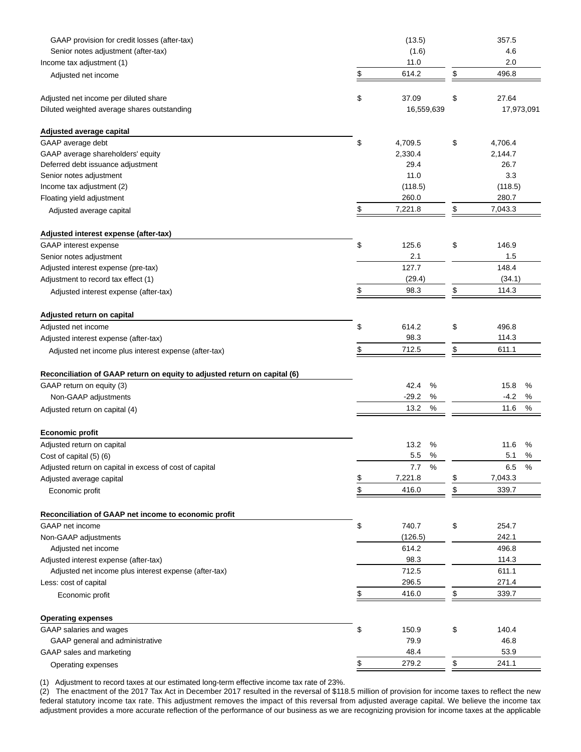| | | |
|---|---|---|
| GAAP provision for credit losses (after-tax) | (13.5) | 357.5 |
| Senior notes adjustment (after-tax) | (1.6) | 4.6 |
| Income tax adjustment (1) | 11.0 | 2.0 |
| Adjusted net income | $ 614.2 | $ 496.8 |
| | | |
| Adjusted net income per diluted share | $ 37.09 | $ 27.64 |
| Diluted weighted average shares outstanding | 16,559,639 | 17,973,091 |
| | | |
| **Adjusted average capital** | | |
| GAAP average debt | $ 4,709.5 | $ 4,706.4 |
| GAAP average shareholders' equity | 2,330.4 | 2,144.7 |
| Deferred debt issuance adjustment | 29.4 | 26.7 |
| Senior notes adjustment | 11.0 | 3.3 |
| Income tax adjustment (2) | (118.5) | (118.5) |
| Floating yield adjustment | 260.0 | 280.7 |
| Adjusted average capital | $ 7,221.8 | $ 7,043.3 |
| | | |
| **Adjusted interest expense (after-tax)** | | |
| GAAP interest expense | $ 125.6 | $ 146.9 |
| Senior notes adjustment | 2.1 | 1.5 |
| Adjusted interest expense (pre-tax) | 127.7 | 148.4 |
| Adjustment to record tax effect (1) | (29.4) | (34.1) |
| Adjusted interest expense (after-tax) | $ 98.3 | $ 114.3 |
| | | |
| **Adjusted return on capital** | | |
| Adjusted net income | $ 614.2 | $ 496.8 |
| Adjusted interest expense (after-tax) | 98.3 | 114.3 |
| Adjusted net income plus interest expense (after-tax) | $ 712.5 | $ 611.1 |
| | | |
| **Reconciliation of GAAP return on equity to adjusted return on capital (6)** | | |
| GAAP return on equity (3) | 42.4 % | 15.8 % |
| Non-GAAP adjustments | -29.2 % | -4.2 % |
| Adjusted return on capital (4) | 13.2 % | 11.6 % |
| | | |
| **Economic profit** | | |
| Adjusted return on capital | 13.2 % | 11.6 % |
| Cost of capital (5) (6) | 5.5 % | 5.1 % |
| Adjusted return on capital in excess of cost of capital | 7.7 % | 6.5 % |
| Adjusted average capital | $ 7,221.8 | $ 7,043.3 |
| Economic profit | $ 416.0 | $ 339.7 |
| | | |
| **Reconciliation of GAAP net income to economic profit** | | |
| GAAP net income | $ 740.7 | $ 254.7 |
| Non-GAAP adjustments | (126.5) | 242.1 |
| Adjusted net income | 614.2 | 496.8 |
| Adjusted interest expense (after-tax) | 98.3 | 114.3 |
| Adjusted net income plus interest expense (after-tax) | 712.5 | 611.1 |
| Less: cost of capital | 296.5 | 271.4 |
| Economic profit | $ 416.0 | $ 339.7 |
| | | |
| **Operating expenses** | | |
| GAAP salaries and wages | $ 150.9 | $ 140.4 |
| GAAP general and administrative | 79.9 | 46.8 |
| GAAP sales and marketing | 48.4 | 53.9 |
| Operating expenses | $ 279.2 | $ 241.1 |

(1) Adjustment to record taxes at our estimated long-term effective income tax rate of 23%.

(2) The enactment of the 2017 Tax Act in December 2017 resulted in the reversal of $118.5 million of provision for income taxes to reflect the new federal statutory income tax rate. This adjustment removes the impact of this reversal from adjusted average capital. We believe the income tax adjustment provides a more accurate reflection of the performance of our business as we are recognizing provision for income taxes at the applicable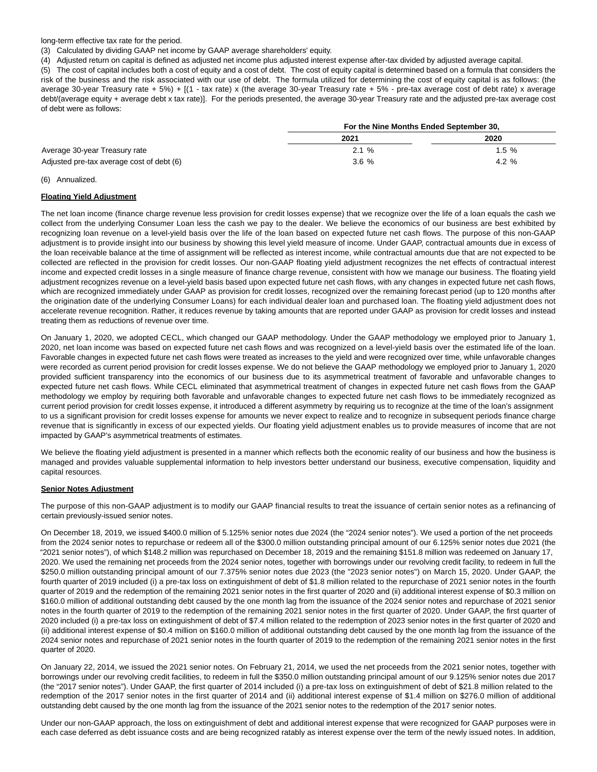long-term effective tax rate for the period.

(3) Calculated by dividing GAAP net income by GAAP average shareholders' equity.

(4) Adjusted return on capital is defined as adjusted net income plus adjusted interest expense after-tax divided by adjusted average capital.

(5) The cost of capital includes both a cost of equity and a cost of debt. The cost of equity capital is determined based on a formula that considers the risk of the business and the risk associated with our use of debt. The formula utilized for determining the cost of equity capital is as follows: (the average 30-year Treasury rate + 5%) + [(1 - tax rate) x (the average 30-year Treasury rate + 5% - pre-tax average cost of debt rate) x average debt/(average equity + average debt x tax rate)]. For the periods presented, the average 30-year Treasury rate and the adjusted pre-tax average cost of debt were as follows:

| | For the Nine Months Ended September 30, | |
|---|---|---|
| | 2021 | 2020 |
| Average 30-year Treasury rate | 2.1 % | 1.5 % |
| Adjusted pre-tax average cost of debt (6) | 3.6 % | 4.2 % |

(6) Annualized.

**Floating Yield Adjustment**

The net loan income (finance charge revenue less provision for credit losses expense) that we recognize over the life of a loan equals the cash we collect from the underlying Consumer Loan less the cash we pay to the dealer. We believe the economics of our business are best exhibited by recognizing loan revenue on a level-yield basis over the life of the loan based on expected future net cash flows. The purpose of this non-GAAP adjustment is to provide insight into our business by showing this level yield measure of income. Under GAAP, contractual amounts due in excess of the loan receivable balance at the time of assignment will be reflected as interest income, while contractual amounts due that are not expected to be collected are reflected in the provision for credit losses. Our non-GAAP floating yield adjustment recognizes the net effects of contractual interest income and expected credit losses in a single measure of finance charge revenue, consistent with how we manage our business. The floating yield adjustment recognizes revenue on a level-yield basis based upon expected future net cash flows, with any changes in expected future net cash flows, which are recognized immediately under GAAP as provision for credit losses, recognized over the remaining forecast period (up to 120 months after the origination date of the underlying Consumer Loans) for each individual dealer loan and purchased loan. The floating yield adjustment does not accelerate revenue recognition. Rather, it reduces revenue by taking amounts that are reported under GAAP as provision for credit losses and instead treating them as reductions of revenue over time.

On January 1, 2020, we adopted CECL, which changed our GAAP methodology. Under the GAAP methodology we employed prior to January 1, 2020, net loan income was based on expected future net cash flows and was recognized on a level-yield basis over the estimated life of the loan. Favorable changes in expected future net cash flows were treated as increases to the yield and were recognized over time, while unfavorable changes were recorded as current period provision for credit losses expense. We do not believe the GAAP methodology we employed prior to January 1, 2020 provided sufficient transparency into the economics of our business due to its asymmetrical treatment of favorable and unfavorable changes to expected future net cash flows. While CECL eliminated that asymmetrical treatment of changes in expected future net cash flows from the GAAP methodology we employ by requiring both favorable and unfavorable changes to expected future net cash flows to be immediately recognized as current period provision for credit losses expense, it introduced a different asymmetry by requiring us to recognize at the time of the loan's assignment to us a significant provision for credit losses expense for amounts we never expect to realize and to recognize in subsequent periods finance charge revenue that is significantly in excess of our expected yields. Our floating yield adjustment enables us to provide measures of income that are not impacted by GAAP's asymmetrical treatments of estimates.

We believe the floating yield adjustment is presented in a manner which reflects both the economic reality of our business and how the business is managed and provides valuable supplemental information to help investors better understand our business, executive compensation, liquidity and capital resources.

**Senior Notes Adjustment**

The purpose of this non-GAAP adjustment is to modify our GAAP financial results to treat the issuance of certain senior notes as a refinancing of certain previously-issued senior notes.

On December 18, 2019, we issued $400.0 million of 5.125% senior notes due 2024 (the "2024 senior notes"). We used a portion of the net proceeds from the 2024 senior notes to repurchase or redeem all of the $300.0 million outstanding principal amount of our 6.125% senior notes due 2021 (the "2021 senior notes"), of which $148.2 million was repurchased on December 18, 2019 and the remaining $151.8 million was redeemed on January 17, 2020. We used the remaining net proceeds from the 2024 senior notes, together with borrowings under our revolving credit facility, to redeem in full the $250.0 million outstanding principal amount of our 7.375% senior notes due 2023 (the "2023 senior notes") on March 15, 2020. Under GAAP, the fourth quarter of 2019 included (i) a pre-tax loss on extinguishment of debt of $1.8 million related to the repurchase of 2021 senior notes in the fourth quarter of 2019 and the redemption of the remaining 2021 senior notes in the first quarter of 2020 and (ii) additional interest expense of $0.3 million on $160.0 million of additional outstanding debt caused by the one month lag from the issuance of the 2024 senior notes and repurchase of 2021 senior notes in the fourth quarter of 2019 to the redemption of the remaining 2021 senior notes in the first quarter of 2020. Under GAAP, the first quarter of 2020 included (i) a pre-tax loss on extinguishment of debt of $7.4 million related to the redemption of 2023 senior notes in the first quarter of 2020 and (ii) additional interest expense of $0.4 million on $160.0 million of additional outstanding debt caused by the one month lag from the issuance of the 2024 senior notes and repurchase of 2021 senior notes in the fourth quarter of 2019 to the redemption of the remaining 2021 senior notes in the first quarter of 2020.

On January 22, 2014, we issued the 2021 senior notes. On February 21, 2014, we used the net proceeds from the 2021 senior notes, together with borrowings under our revolving credit facilities, to redeem in full the $350.0 million outstanding principal amount of our 9.125% senior notes due 2017 (the "2017 senior notes"). Under GAAP, the first quarter of 2014 included (i) a pre-tax loss on extinguishment of debt of $21.8 million related to the redemption of the 2017 senior notes in the first quarter of 2014 and (ii) additional interest expense of $1.4 million on $276.0 million of additional outstanding debt caused by the one month lag from the issuance of the 2021 senior notes to the redemption of the 2017 senior notes.

Under our non-GAAP approach, the loss on extinguishment of debt and additional interest expense that were recognized for GAAP purposes were in each case deferred as debt issuance costs and are being recognized ratably as interest expense over the term of the newly issued notes. In addition,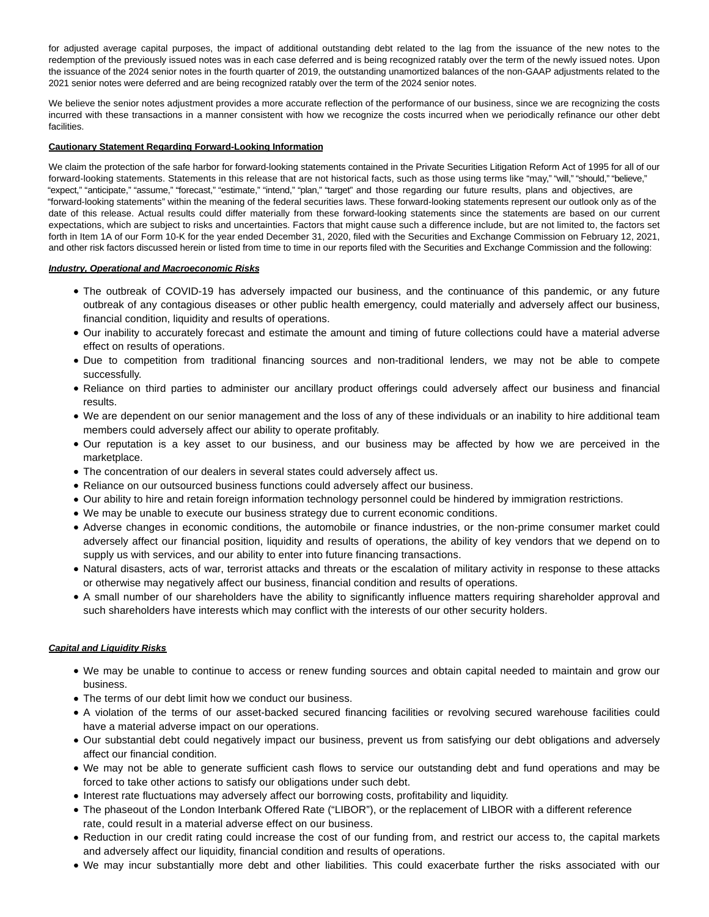for adjusted average capital purposes, the impact of additional outstanding debt related to the lag from the issuance of the new notes to the redemption of the previously issued notes was in each case deferred and is being recognized ratably over the term of the newly issued notes. Upon the issuance of the 2024 senior notes in the fourth quarter of 2019, the outstanding unamortized balances of the non-GAAP adjustments related to the 2021 senior notes were deferred and are being recognized ratably over the term of the 2024 senior notes.

We believe the senior notes adjustment provides a more accurate reflection of the performance of our business, since we are recognizing the costs incurred with these transactions in a manner consistent with how we recognize the costs incurred when we periodically refinance our other debt facilities.

**Cautionary Statement Regarding Forward-Looking Information**

We claim the protection of the safe harbor for forward-looking statements contained in the Private Securities Litigation Reform Act of 1995 for all of our forward-looking statements. Statements in this release that are not historical facts, such as those using terms like "may," "will," "should," "believe," "expect," "anticipate," "assume," "forecast," "estimate," "intend," "plan," "target" and those regarding our future results, plans and objectives, are "forward-looking statements" within the meaning of the federal securities laws. These forward-looking statements represent our outlook only as of the date of this release. Actual results could differ materially from these forward-looking statements since the statements are based on our current expectations, which are subject to risks and uncertainties. Factors that might cause such a difference include, but are not limited to, the factors set forth in Item 1A of our Form 10-K for the year ended December 31, 2020, filed with the Securities and Exchange Commission on February 12, 2021, and other risk factors discussed herein or listed from time to time in our reports filed with the Securities and Exchange Commission and the following:

***Industry, Operational and Macroeconomic Risks***

- The outbreak of COVID-19 has adversely impacted our business, and the continuance of this pandemic, or any future outbreak of any contagious diseases or other public health emergency, could materially and adversely affect our business, financial condition, liquidity and results of operations.
- Our inability to accurately forecast and estimate the amount and timing of future collections could have a material adverse effect on results of operations.
- Due to competition from traditional financing sources and non-traditional lenders, we may not be able to compete successfully.
- Reliance on third parties to administer our ancillary product offerings could adversely affect our business and financial results.
- We are dependent on our senior management and the loss of any of these individuals or an inability to hire additional team members could adversely affect our ability to operate profitably.
- Our reputation is a key asset to our business, and our business may be affected by how we are perceived in the marketplace.
- The concentration of our dealers in several states could adversely affect us.
- Reliance on our outsourced business functions could adversely affect our business.
- Our ability to hire and retain foreign information technology personnel could be hindered by immigration restrictions.
- We may be unable to execute our business strategy due to current economic conditions.
- Adverse changes in economic conditions, the automobile or finance industries, or the non-prime consumer market could adversely affect our financial position, liquidity and results of operations, the ability of key vendors that we depend on to supply us with services, and our ability to enter into future financing transactions.
- Natural disasters, acts of war, terrorist attacks and threats or the escalation of military activity in response to these attacks or otherwise may negatively affect our business, financial condition and results of operations.
- A small number of our shareholders have the ability to significantly influence matters requiring shareholder approval and such shareholders have interests which may conflict with the interests of our other security holders.

***Capital and Liquidity Risks***

- We may be unable to continue to access or renew funding sources and obtain capital needed to maintain and grow our business.
- The terms of our debt limit how we conduct our business.
- A violation of the terms of our asset-backed secured financing facilities or revolving secured warehouse facilities could have a material adverse impact on our operations.
- Our substantial debt could negatively impact our business, prevent us from satisfying our debt obligations and adversely affect our financial condition.
- We may not be able to generate sufficient cash flows to service our outstanding debt and fund operations and may be forced to take other actions to satisfy our obligations under such debt.
- Interest rate fluctuations may adversely affect our borrowing costs, profitability and liquidity.
- The phaseout of the London Interbank Offered Rate ("LIBOR"), or the replacement of LIBOR with a different reference rate, could result in a material adverse effect on our business.
- Reduction in our credit rating could increase the cost of our funding from, and restrict our access to, the capital markets and adversely affect our liquidity, financial condition and results of operations.
- We may incur substantially more debt and other liabilities. This could exacerbate further the risks associated with our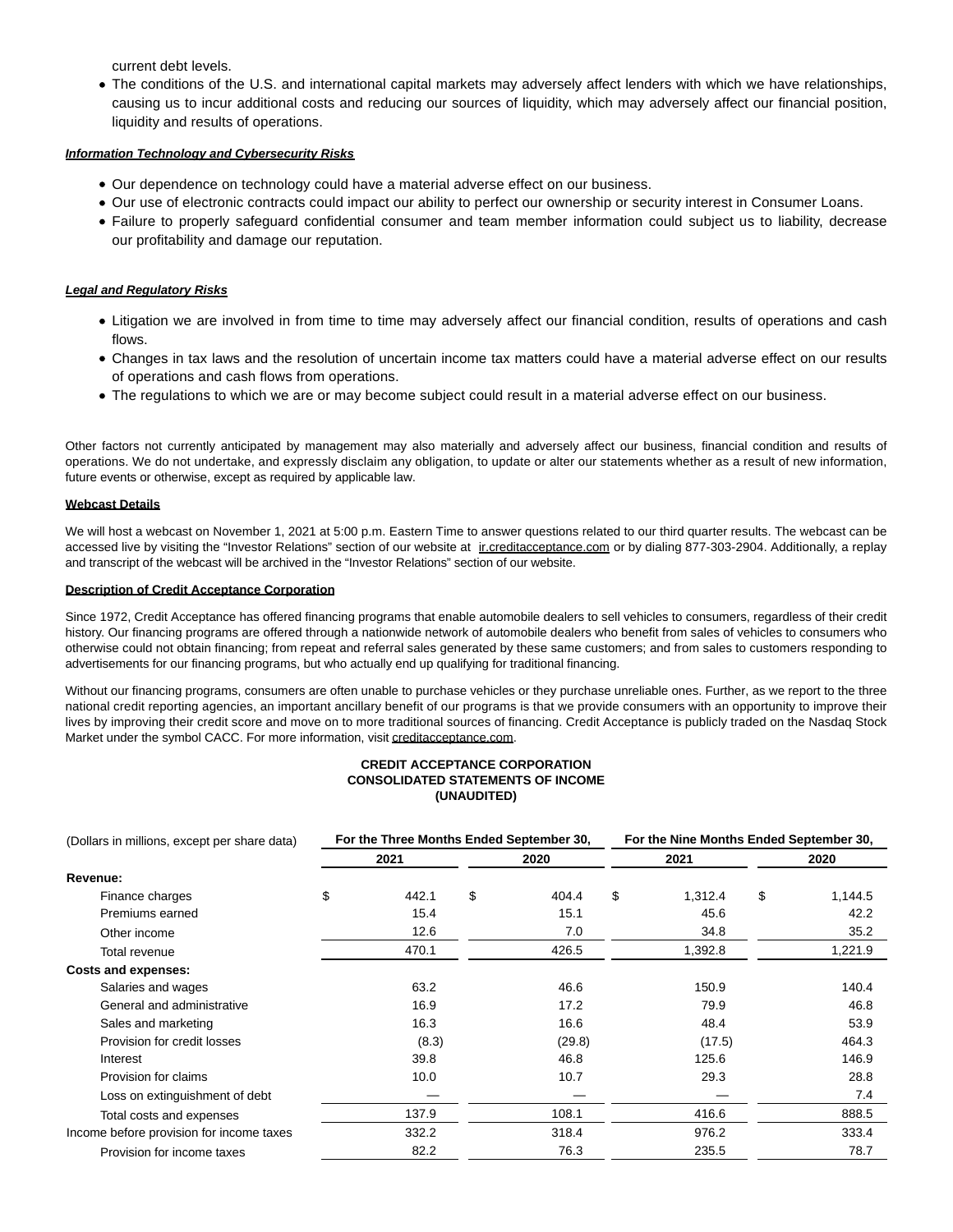current debt levels.

- The conditions of the U.S. and international capital markets may adversely affect lenders with which we have relationships, causing us to incur additional costs and reducing our sources of liquidity, which may adversely affect our financial position, liquidity and results of operations.

***Information Technology and Cybersecurity Risks***

- Our dependence on technology could have a material adverse effect on our business.
- Our use of electronic contracts could impact our ability to perfect our ownership or security interest in Consumer Loans.
- Failure to properly safeguard confidential consumer and team member information could subject us to liability, decrease our profitability and damage our reputation.

***Legal and Regulatory Risks***

- Litigation we are involved in from time to time may adversely affect our financial condition, results of operations and cash flows.
- Changes in tax laws and the resolution of uncertain income tax matters could have a material adverse effect on our results of operations and cash flows from operations.
- The regulations to which we are or may become subject could result in a material adverse effect on our business.

Other factors not currently anticipated by management may also materially and adversely affect our business, financial condition and results of operations. We do not undertake, and expressly disclaim any obligation, to update or alter our statements whether as a result of new information, future events or otherwise, except as required by applicable law.

**Webcast Details**

We will host a webcast on November 1, 2021 at 5:00 p.m. Eastern Time to answer questions related to our third quarter results. The webcast can be accessed live by visiting the "Investor Relations" section of our website at ir.creditacceptance.com or by dialing 877-303-2904. Additionally, a replay and transcript of the webcast will be archived in the "Investor Relations" section of our website.

**Description of Credit Acceptance Corporation**

Since 1972, Credit Acceptance has offered financing programs that enable automobile dealers to sell vehicles to consumers, regardless of their credit history. Our financing programs are offered through a nationwide network of automobile dealers who benefit from sales of vehicles to consumers who otherwise could not obtain financing; from repeat and referral sales generated by these same customers; and from sales to customers responding to advertisements for our financing programs, but who actually end up qualifying for traditional financing.

Without our financing programs, consumers are often unable to purchase vehicles or they purchase unreliable ones. Further, as we report to the three national credit reporting agencies, an important ancillary benefit of our programs is that we provide consumers with an opportunity to improve their lives by improving their credit score and move on to more traditional sources of financing. Credit Acceptance is publicly traded on the Nasdaq Stock Market under the symbol CACC. For more information, visit creditacceptance.com.

**CREDIT ACCEPTANCE CORPORATION**
**CONSOLIDATED STATEMENTS OF INCOME**
**(UNAUDITED)**

| (Dollars in millions, except per share data) | For the Three Months Ended September 30, | | For the Nine Months Ended September 30, | |
|---|---|---|---|---|
| | 2021 | 2020 | 2021 | 2020 |
| **Revenue:** | | | | |
| Finance charges | $ 442.1 | $ 404.4 | $ 1,312.4 | $ 1,144.5 |
| Premiums earned | 15.4 | 15.1 | 45.6 | 42.2 |
| Other income | 12.6 | 7.0 | 34.8 | 35.2 |
| Total revenue | 470.1 | 426.5 | 1,392.8 | 1,221.9 |
| **Costs and expenses:** | | | | |
| Salaries and wages | 63.2 | 46.6 | 150.9 | 140.4 |
| General and administrative | 16.9 | 17.2 | 79.9 | 46.8 |
| Sales and marketing | 16.3 | 16.6 | 48.4 | 53.9 |
| Provision for credit losses | (8.3) | (29.8) | (17.5) | 464.3 |
| Interest | 39.8 | 46.8 | 125.6 | 146.9 |
| Provision for claims | 10.0 | 10.7 | 29.3 | 28.8 |
| Loss on extinguishment of debt | — | — | — | 7.4 |
| Total costs and expenses | 137.9 | 108.1 | 416.6 | 888.5 |
| Income before provision for income taxes | 332.2 | 318.4 | 976.2 | 333.4 |
| Provision for income taxes | 82.2 | 76.3 | 235.5 | 78.7 |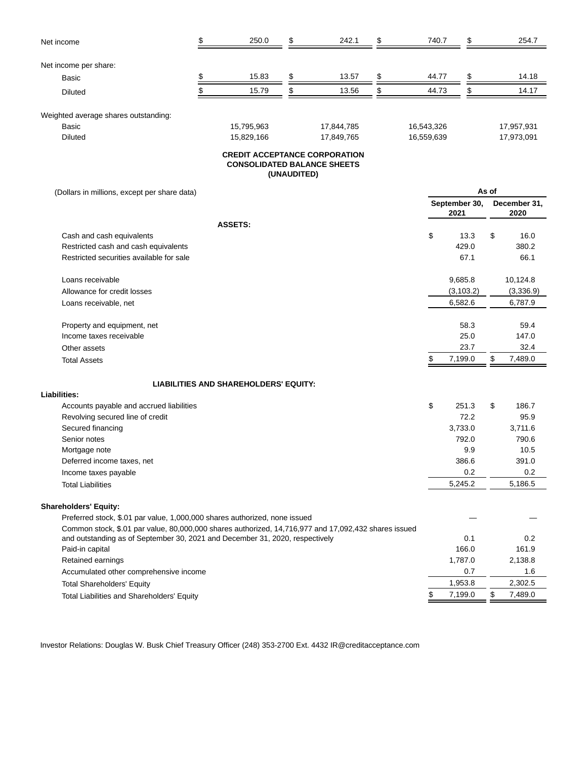| | | | | |
|---|---|---|---|---|
| Net income | $ 250.0 | $ 242.1 | $ 740.7 | $ 254.7 |
| Net income per share: | | | | |
| Basic | $ 15.83 | $ 13.57 | $ 44.77 | $ 14.18 |
| Diluted | $ 15.79 | $ 13.56 | $ 44.73 | $ 14.17 |
| Weighted average shares outstanding: | | | | |
| Basic | 15,795,963 | 17,844,785 | 16,543,326 | 17,957,931 |
| Diluted | 15,829,166 | 17,849,765 | 16,559,639 | 17,973,091 |

**CREDIT ACCEPTANCE CORPORATION**
**CONSOLIDATED BALANCE SHEETS**
**(UNAUDITED)**

| (Dollars in millions, except per share data) | As of | |
|---|---|---|
| | September 30, 2021 | December 31, 2020 |
| **ASSETS:** | | |
| Cash and cash equivalents | $ 13.3 | $ 16.0 |
| Restricted cash and cash equivalents | 429.0 | 380.2 |
| Restricted securities available for sale | 67.1 | 66.1 |
| Loans receivable | 9,685.8 | 10,124.8 |
| Allowance for credit losses | (3,103.2) | (3,336.9) |
| Loans receivable, net | 6,582.6 | 6,787.9 |
| Property and equipment, net | 58.3 | 59.4 |
| Income taxes receivable | 25.0 | 147.0 |
| Other assets | 23.7 | 32.4 |
| Total Assets | $ 7,199.0 | $ 7,489.0 |
| **LIABILITIES AND SHAREHOLDERS' EQUITY:** | | |
| **Liabilities:** | | |
| Accounts payable and accrued liabilities | $ 251.3 | $ 186.7 |
| Revolving secured line of credit | 72.2 | 95.9 |
| Secured financing | 3,733.0 | 3,711.6 |
| Senior notes | 792.0 | 790.6 |
| Mortgage note | 9.9 | 10.5 |
| Deferred income taxes, net | 386.6 | 391.0 |
| Income taxes payable | 0.2 | 0.2 |
| Total Liabilities | 5,245.2 | 5,186.5 |
| **Shareholders' Equity:** | | |
| Preferred stock, $.01 par value, 1,000,000 shares authorized, none issued | — | — |
| Common stock, $.01 par value, 80,000,000 shares authorized, 14,716,977 and 17,092,432 shares issued and outstanding as of September 30, 2021 and December 31, 2020, respectively | 0.1 | 0.2 |
| Paid-in capital | 166.0 | 161.9 |
| Retained earnings | 1,787.0 | 2,138.8 |
| Accumulated other comprehensive income | 0.7 | 1.6 |
| Total Shareholders' Equity | 1,953.8 | 2,302.5 |
| Total Liabilities and Shareholders' Equity | $ 7,199.0 | $ 7,489.0 |

Investor Relations: Douglas W. Busk Chief Treasury Officer (248) 353-2700 Ext. 4432 IR@creditacceptance.com